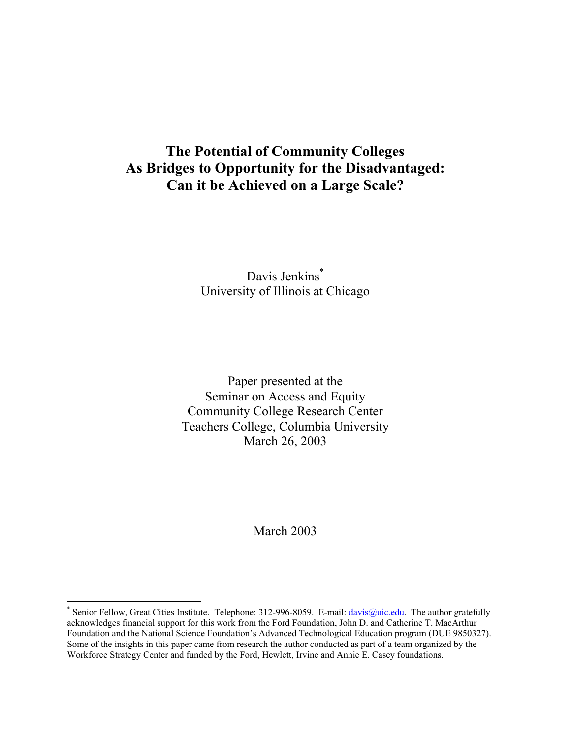# The Potential of Community Colleges As Bridges to Opportunity for the Disadvantaged: Can it be Achieved on a Large Scale?

Davis Jenkins[*]
University of Illinois at Chicago

Paper presented at the
Seminar on Access and Equity
Community College Research Center
Teachers College, Columbia University
March 26, 2003

March 2003

---

[*] Senior Fellow, Great Cities Institute. Telephone: 312-996-8059. E-mail: davis@uic.edu. The author gratefully acknowledges financial support for this work from the Ford Foundation, John D. and Catherine T. MacArthur Foundation and the National Science Foundation's Advanced Technological Education program (DUE 9850327). Some of the insights in this paper came from research the author conducted as part of a team organized by the Workforce Strategy Center and funded by the Ford, Hewlett, Irvine and Annie E. Casey foundations.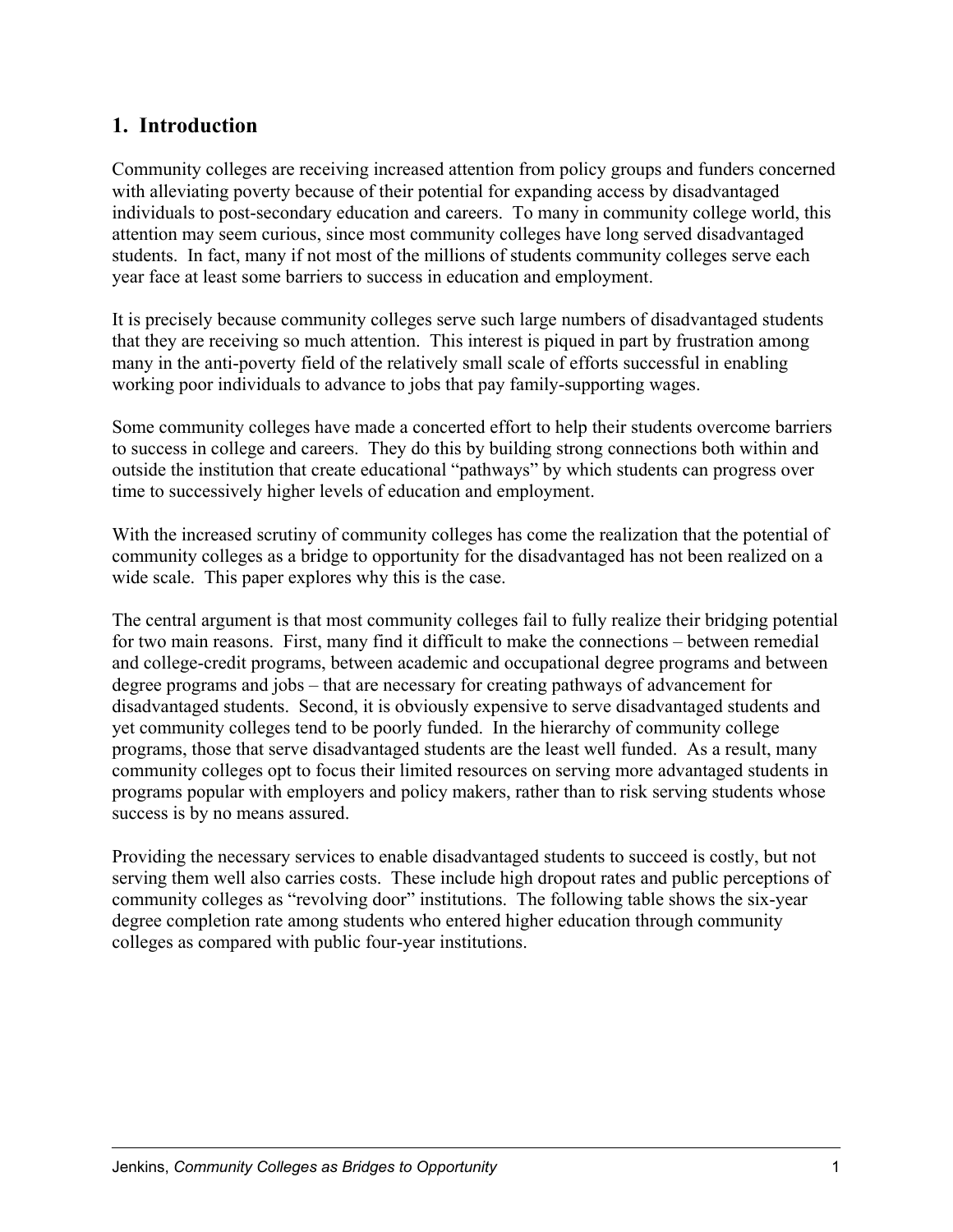## 1. Introduction

Community colleges are receiving increased attention from policy groups and funders concerned with alleviating poverty because of their potential for expanding access by disadvantaged individuals to post-secondary education and careers. To many in community college world, this attention may seem curious, since most community colleges have long served disadvantaged students. In fact, many if not most of the millions of students community colleges serve each year face at least some barriers to success in education and employment.

It is precisely because community colleges serve such large numbers of disadvantaged students that they are receiving so much attention. This interest is piqued in part by frustration among many in the anti-poverty field of the relatively small scale of efforts successful in enabling working poor individuals to advance to jobs that pay family-supporting wages.

Some community colleges have made a concerted effort to help their students overcome barriers to success in college and careers. They do this by building strong connections both within and outside the institution that create educational "pathways" by which students can progress over time to successively higher levels of education and employment.

With the increased scrutiny of community colleges has come the realization that the potential of community colleges as a bridge to opportunity for the disadvantaged has not been realized on a wide scale. This paper explores why this is the case.

The central argument is that most community colleges fail to fully realize their bridging potential for two main reasons. First, many find it difficult to make the connections – between remedial and college-credit programs, between academic and occupational degree programs and between degree programs and jobs – that are necessary for creating pathways of advancement for disadvantaged students. Second, it is obviously expensive to serve disadvantaged students and yet community colleges tend to be poorly funded. In the hierarchy of community college programs, those that serve disadvantaged students are the least well funded. As a result, many community colleges opt to focus their limited resources on serving more advantaged students in programs popular with employers and policy makers, rather than to risk serving students whose success is by no means assured.

Providing the necessary services to enable disadvantaged students to succeed is costly, but not serving them well also carries costs. These include high dropout rates and public perceptions of community colleges as "revolving door" institutions. The following table shows the six-year degree completion rate among students who entered higher education through community colleges as compared with public four-year institutions.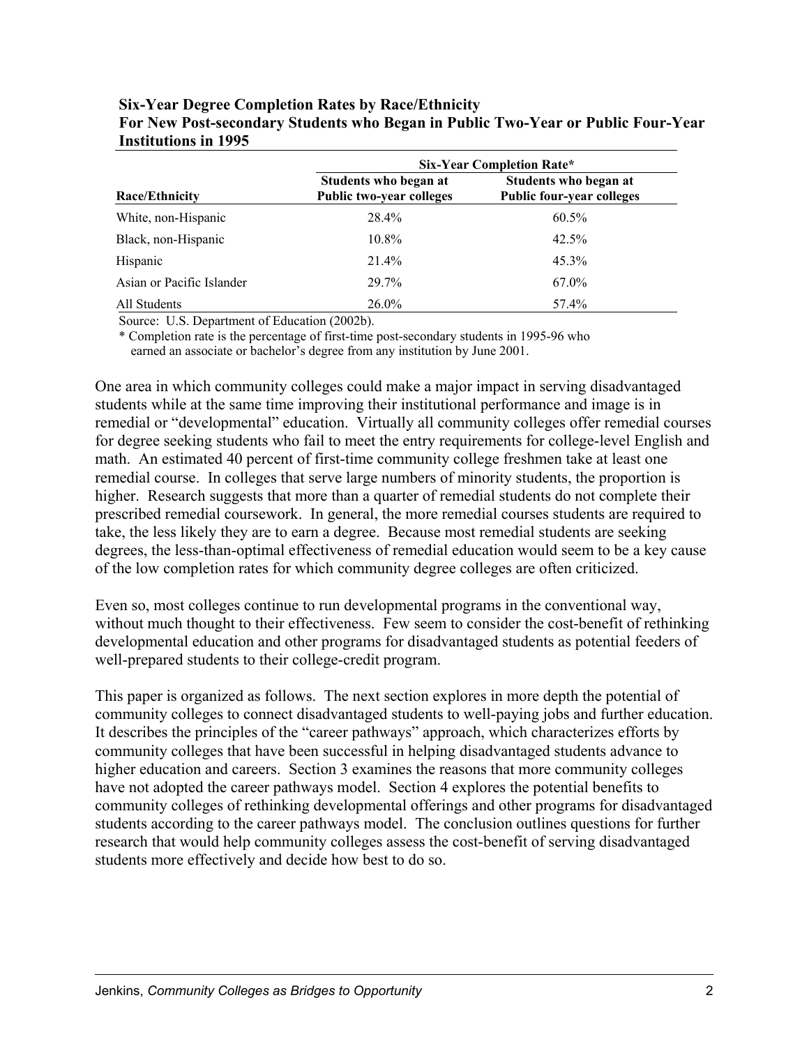**Six-Year Degree Completion Rates by Race/Ethnicity**
**For New Post-secondary Students who Began in Public Two-Year or Public Four-Year Institutions in 1995**

| | Six-Year Completion Rate* | |
|---|---|---|
| **Race/Ethnicity** | **Students who began at Public two-year colleges** | **Students who began at Public four-year colleges** |
| White, non-Hispanic | 28.4% | 60.5% |
| Black, non-Hispanic | 10.8% | 42.5% |
| Hispanic | 21.4% | 45.3% |
| Asian or Pacific Islander | 29.7% | 67.0% |
| All Students | 26.0% | 57.4% |

Source: U.S. Department of Education (2002b).

* Completion rate is the percentage of first-time post-secondary students in 1995-96 who earned an associate or bachelor's degree from any institution by June 2001.

One area in which community colleges could make a major impact in serving disadvantaged students while at the same time improving their institutional performance and image is in remedial or "developmental" education. Virtually all community colleges offer remedial courses for degree seeking students who fail to meet the entry requirements for college-level English and math. An estimated 40 percent of first-time community college freshmen take at least one remedial course. In colleges that serve large numbers of minority students, the proportion is higher. Research suggests that more than a quarter of remedial students do not complete their prescribed remedial coursework. In general, the more remedial courses students are required to take, the less likely they are to earn a degree. Because most remedial students are seeking degrees, the less-than-optimal effectiveness of remedial education would seem to be a key cause of the low completion rates for which community degree colleges are often criticized.

Even so, most colleges continue to run developmental programs in the conventional way, without much thought to their effectiveness. Few seem to consider the cost-benefit of rethinking developmental education and other programs for disadvantaged students as potential feeders of well-prepared students to their college-credit program.

This paper is organized as follows. The next section explores in more depth the potential of community colleges to connect disadvantaged students to well-paying jobs and further education. It describes the principles of the "career pathways" approach, which characterizes efforts by community colleges that have been successful in helping disadvantaged students advance to higher education and careers. Section 3 examines the reasons that more community colleges have not adopted the career pathways model. Section 4 explores the potential benefits to community colleges of rethinking developmental offerings and other programs for disadvantaged students according to the career pathways model. The conclusion outlines questions for further research that would help community colleges assess the cost-benefit of serving disadvantaged students more effectively and decide how best to do so.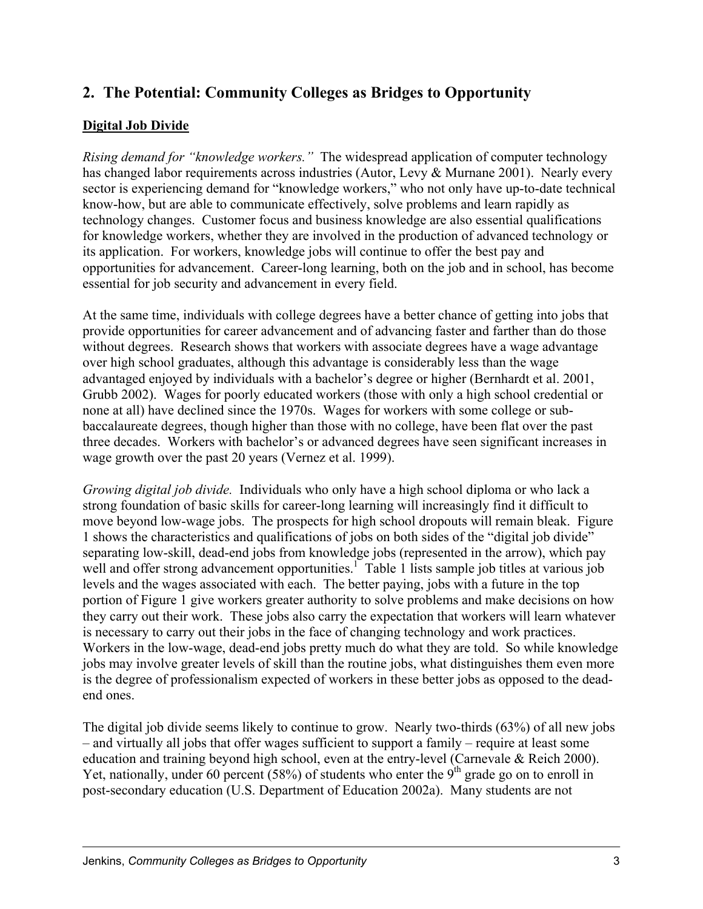## 2. The Potential: Community Colleges as Bridges to Opportunity

### Digital Job Divide

*Rising demand for "knowledge workers."* The widespread application of computer technology has changed labor requirements across industries (Autor, Levy & Murnane 2001). Nearly every sector is experiencing demand for "knowledge workers," who not only have up-to-date technical know-how, but are able to communicate effectively, solve problems and learn rapidly as technology changes. Customer focus and business knowledge are also essential qualifications for knowledge workers, whether they are involved in the production of advanced technology or its application. For workers, knowledge jobs will continue to offer the best pay and opportunities for advancement. Career-long learning, both on the job and in school, has become essential for job security and advancement in every field.

At the same time, individuals with college degrees have a better chance of getting into jobs that provide opportunities for career advancement and of advancing faster and farther than do those without degrees. Research shows that workers with associate degrees have a wage advantage over high school graduates, although this advantage is considerably less than the wage advantaged enjoyed by individuals with a bachelor's degree or higher (Bernhardt et al. 2001, Grubb 2002). Wages for poorly educated workers (those with only a high school credential or none at all) have declined since the 1970s. Wages for workers with some college or sub-baccalaureate degrees, though higher than those with no college, have been flat over the past three decades. Workers with bachelor's or advanced degrees have seen significant increases in wage growth over the past 20 years (Vernez et al. 1999).

*Growing digital job divide.* Individuals who only have a high school diploma or who lack a strong foundation of basic skills for career-long learning will increasingly find it difficult to move beyond low-wage jobs. The prospects for high school dropouts will remain bleak. Figure 1 shows the characteristics and qualifications of jobs on both sides of the "digital job divide" separating low-skill, dead-end jobs from knowledge jobs (represented in the arrow), which pay well and offer strong advancement opportunities.[1] Table 1 lists sample job titles at various job levels and the wages associated with each. The better paying, jobs with a future in the top portion of Figure 1 give workers greater authority to solve problems and make decisions on how they carry out their work. These jobs also carry the expectation that workers will learn whatever is necessary to carry out their jobs in the face of changing technology and work practices. Workers in the low-wage, dead-end jobs pretty much do what they are told. So while knowledge jobs may involve greater levels of skill than the routine jobs, what distinguishes them even more is the degree of professionalism expected of workers in these better jobs as opposed to the dead-end ones.

The digital job divide seems likely to continue to grow. Nearly two-thirds (63%) of all new jobs – and virtually all jobs that offer wages sufficient to support a family – require at least some education and training beyond high school, even at the entry-level (Carnevale & Reich 2000). Yet, nationally, under 60 percent (58%) of students who enter the 9th grade go on to enroll in post-secondary education (U.S. Department of Education 2002a). Many students are not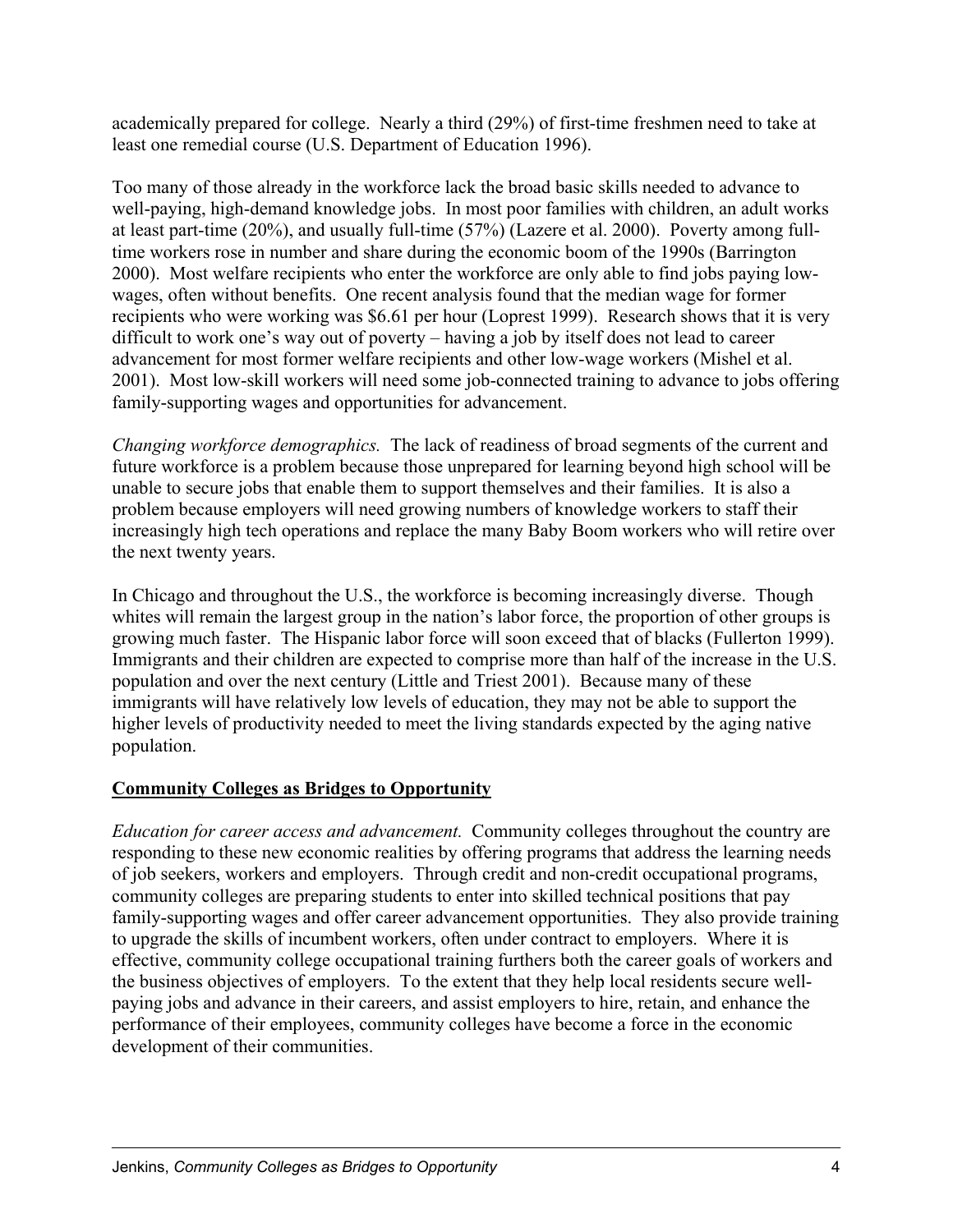academically prepared for college. Nearly a third (29%) of first-time freshmen need to take at least one remedial course (U.S. Department of Education 1996).

Too many of those already in the workforce lack the broad basic skills needed to advance to well-paying, high-demand knowledge jobs. In most poor families with children, an adult works at least part-time (20%), and usually full-time (57%) (Lazere et al. 2000). Poverty among full-time workers rose in number and share during the economic boom of the 1990s (Barrington 2000). Most welfare recipients who enter the workforce are only able to find jobs paying low-wages, often without benefits. One recent analysis found that the median wage for former recipients who were working was $6.61 per hour (Loprest 1999). Research shows that it is very difficult to work one's way out of poverty – having a job by itself does not lead to career advancement for most former welfare recipients and other low-wage workers (Mishel et al. 2001). Most low-skill workers will need some job-connected training to advance to jobs offering family-supporting wages and opportunities for advancement.

*Changing workforce demographics.* The lack of readiness of broad segments of the current and future workforce is a problem because those unprepared for learning beyond high school will be unable to secure jobs that enable them to support themselves and their families. It is also a problem because employers will need growing numbers of knowledge workers to staff their increasingly high tech operations and replace the many Baby Boom workers who will retire over the next twenty years.

In Chicago and throughout the U.S., the workforce is becoming increasingly diverse. Though whites will remain the largest group in the nation's labor force, the proportion of other groups is growing much faster. The Hispanic labor force will soon exceed that of blacks (Fullerton 1999). Immigrants and their children are expected to comprise more than half of the increase in the U.S. population and over the next century (Little and Triest 2001). Because many of these immigrants will have relatively low levels of education, they may not be able to support the higher levels of productivity needed to meet the living standards expected by the aging native population.

## Community Colleges as Bridges to Opportunity

*Education for career access and advancement.* Community colleges throughout the country are responding to these new economic realities by offering programs that address the learning needs of job seekers, workers and employers. Through credit and non-credit occupational programs, community colleges are preparing students to enter into skilled technical positions that pay family-supporting wages and offer career advancement opportunities. They also provide training to upgrade the skills of incumbent workers, often under contract to employers. Where it is effective, community college occupational training furthers both the career goals of workers and the business objectives of employers. To the extent that they help local residents secure well-paying jobs and advance in their careers, and assist employers to hire, retain, and enhance the performance of their employees, community colleges have become a force in the economic development of their communities.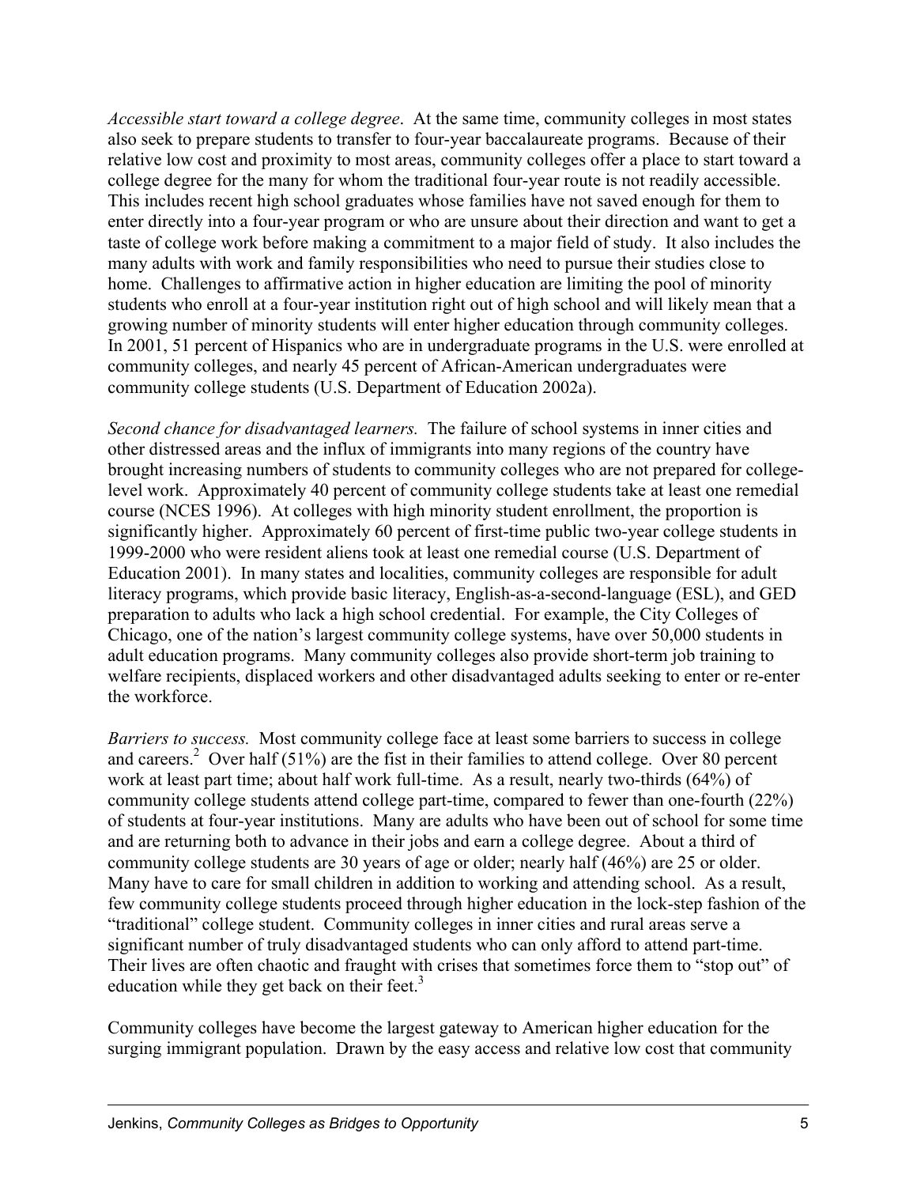*Accessible start toward a college degree*. At the same time, community colleges in most states also seek to prepare students to transfer to four-year baccalaureate programs. Because of their relative low cost and proximity to most areas, community colleges offer a place to start toward a college degree for the many for whom the traditional four-year route is not readily accessible. This includes recent high school graduates whose families have not saved enough for them to enter directly into a four-year program or who are unsure about their direction and want to get a taste of college work before making a commitment to a major field of study. It also includes the many adults with work and family responsibilities who need to pursue their studies close to home. Challenges to affirmative action in higher education are limiting the pool of minority students who enroll at a four-year institution right out of high school and will likely mean that a growing number of minority students will enter higher education through community colleges. In 2001, 51 percent of Hispanics who are in undergraduate programs in the U.S. were enrolled at community colleges, and nearly 45 percent of African-American undergraduates were community college students (U.S. Department of Education 2002a).

*Second chance for disadvantaged learners.* The failure of school systems in inner cities and other distressed areas and the influx of immigrants into many regions of the country have brought increasing numbers of students to community colleges who are not prepared for college-level work. Approximately 40 percent of community college students take at least one remedial course (NCES 1996). At colleges with high minority student enrollment, the proportion is significantly higher. Approximately 60 percent of first-time public two-year college students in 1999-2000 who were resident aliens took at least one remedial course (U.S. Department of Education 2001). In many states and localities, community colleges are responsible for adult literacy programs, which provide basic literacy, English-as-a-second-language (ESL), and GED preparation to adults who lack a high school credential. For example, the City Colleges of Chicago, one of the nation's largest community college systems, have over 50,000 students in adult education programs. Many community colleges also provide short-term job training to welfare recipients, displaced workers and other disadvantaged adults seeking to enter or re-enter the workforce.

*Barriers to success.* Most community college face at least some barriers to success in college and careers.[2] Over half (51%) are the fist in their families to attend college. Over 80 percent work at least part time; about half work full-time. As a result, nearly two-thirds (64%) of community college students attend college part-time, compared to fewer than one-fourth (22%) of students at four-year institutions. Many are adults who have been out of school for some time and are returning both to advance in their jobs and earn a college degree. About a third of community college students are 30 years of age or older; nearly half (46%) are 25 or older. Many have to care for small children in addition to working and attending school. As a result, few community college students proceed through higher education in the lock-step fashion of the "traditional" college student. Community colleges in inner cities and rural areas serve a significant number of truly disadvantaged students who can only afford to attend part-time. Their lives are often chaotic and fraught with crises that sometimes force them to "stop out" of education while they get back on their feet.[3]

Community colleges have become the largest gateway to American higher education for the surging immigrant population. Drawn by the easy access and relative low cost that community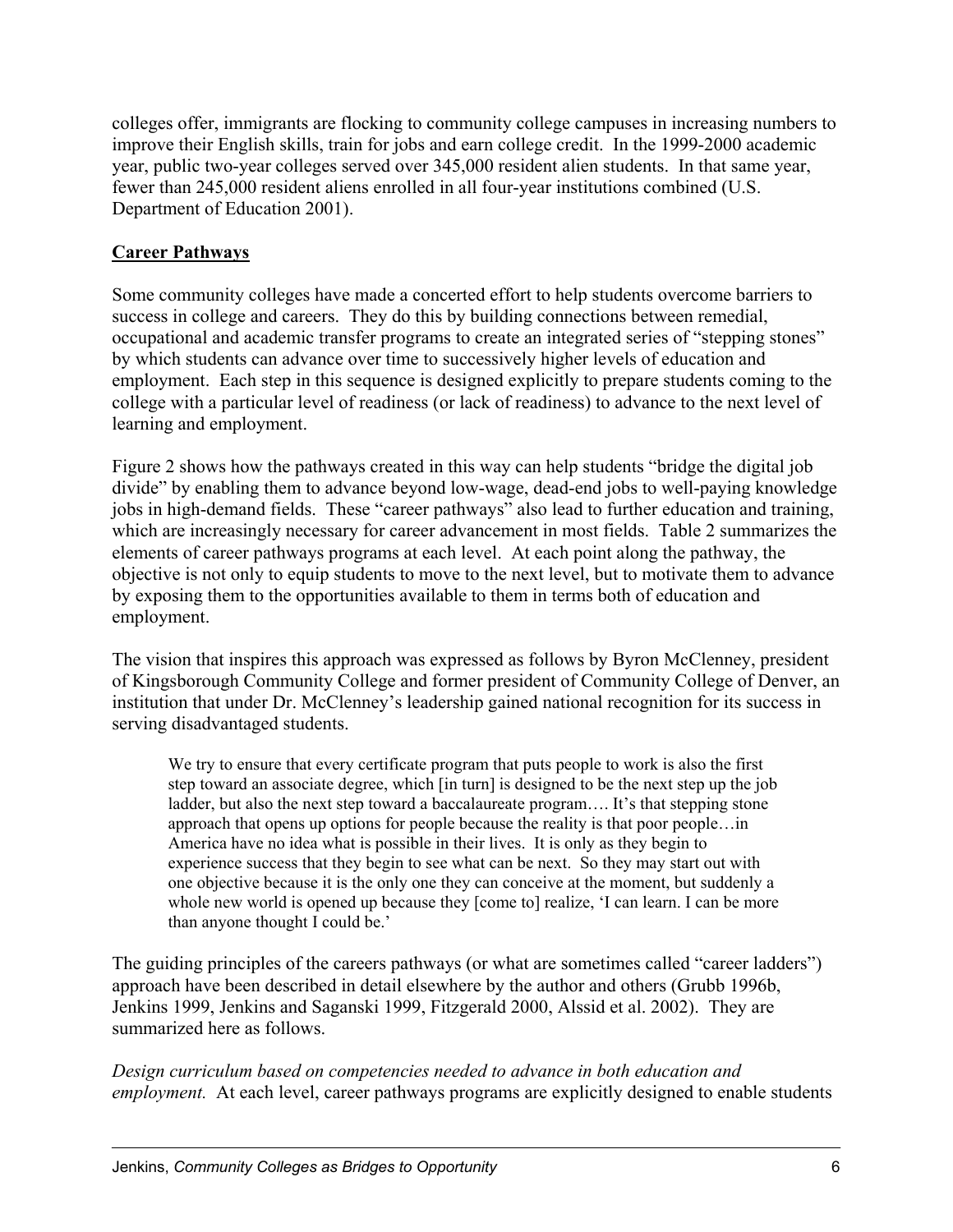colleges offer, immigrants are flocking to community college campuses in increasing numbers to improve their English skills, train for jobs and earn college credit. In the 1999-2000 academic year, public two-year colleges served over 345,000 resident alien students. In that same year, fewer than 245,000 resident aliens enrolled in all four-year institutions combined (U.S. Department of Education 2001).

## Career Pathways

Some community colleges have made a concerted effort to help students overcome barriers to success in college and careers. They do this by building connections between remedial, occupational and academic transfer programs to create an integrated series of "stepping stones" by which students can advance over time to successively higher levels of education and employment. Each step in this sequence is designed explicitly to prepare students coming to the college with a particular level of readiness (or lack of readiness) to advance to the next level of learning and employment.

Figure 2 shows how the pathways created in this way can help students "bridge the digital job divide" by enabling them to advance beyond low-wage, dead-end jobs to well-paying knowledge jobs in high-demand fields. These "career pathways" also lead to further education and training, which are increasingly necessary for career advancement in most fields. Table 2 summarizes the elements of career pathways programs at each level. At each point along the pathway, the objective is not only to equip students to move to the next level, but to motivate them to advance by exposing them to the opportunities available to them in terms both of education and employment.

The vision that inspires this approach was expressed as follows by Byron McClenney, president of Kingsborough Community College and former president of Community College of Denver, an institution that under Dr. McClenney's leadership gained national recognition for its success in serving disadvantaged students.

> We try to ensure that every certificate program that puts people to work is also the first step toward an associate degree, which [in turn] is designed to be the next step up the job ladder, but also the next step toward a baccalaureate program…. It's that stepping stone approach that opens up options for people because the reality is that poor people…in America have no idea what is possible in their lives. It is only as they begin to experience success that they begin to see what can be next. So they may start out with one objective because it is the only one they can conceive at the moment, but suddenly a whole new world is opened up because they [come to] realize, 'I can learn. I can be more than anyone thought I could be.'

The guiding principles of the careers pathways (or what are sometimes called "career ladders") approach have been described in detail elsewhere by the author and others (Grubb 1996b, Jenkins 1999, Jenkins and Saganski 1999, Fitzgerald 2000, Alssid et al. 2002). They are summarized here as follows.

*Design curriculum based on competencies needed to advance in both education and employment.* At each level, career pathways programs are explicitly designed to enable students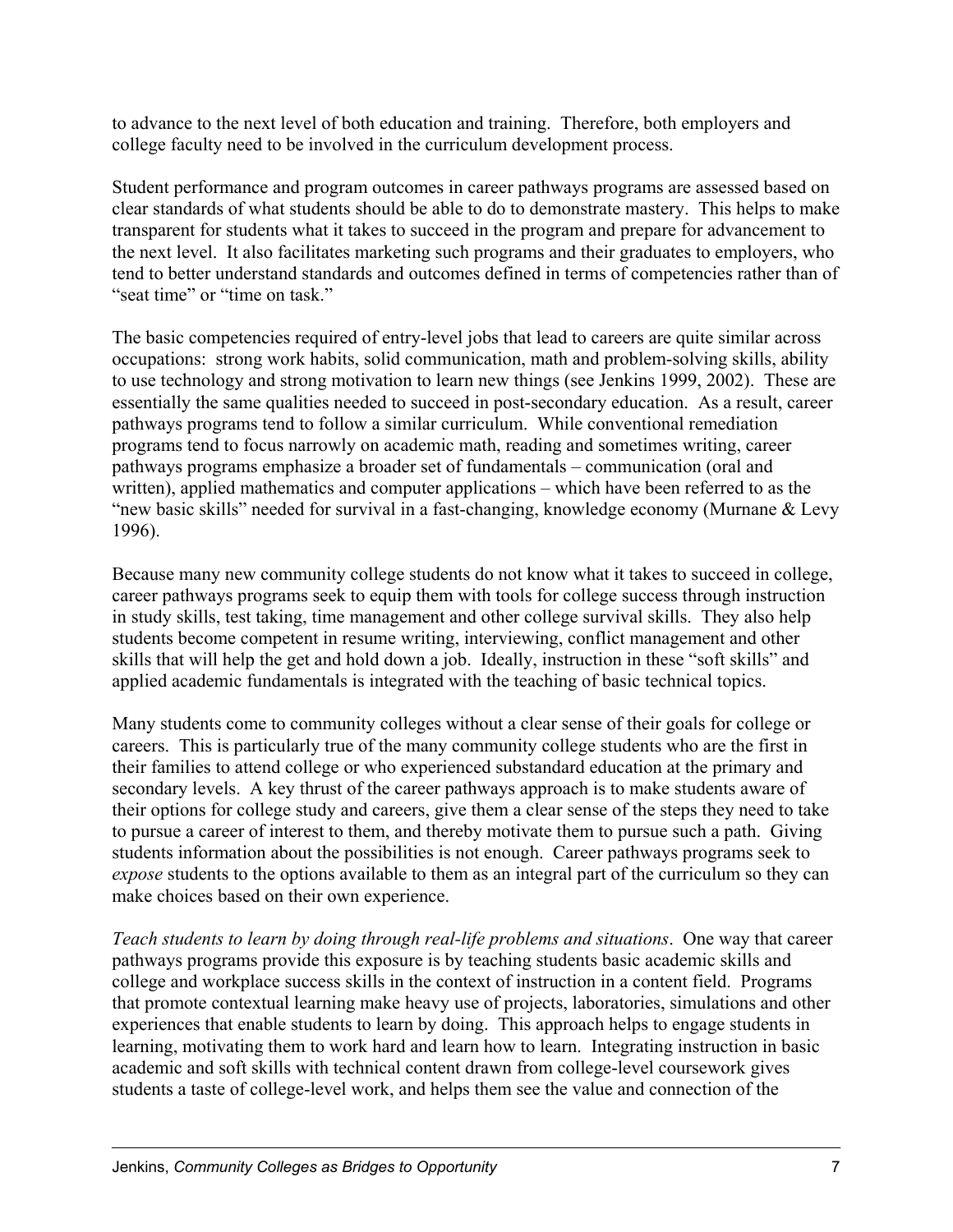to advance to the next level of both education and training. Therefore, both employers and college faculty need to be involved in the curriculum development process.

Student performance and program outcomes in career pathways programs are assessed based on clear standards of what students should be able to do to demonstrate mastery. This helps to make transparent for students what it takes to succeed in the program and prepare for advancement to the next level. It also facilitates marketing such programs and their graduates to employers, who tend to better understand standards and outcomes defined in terms of competencies rather than of "seat time" or "time on task."

The basic competencies required of entry-level jobs that lead to careers are quite similar across occupations: strong work habits, solid communication, math and problem-solving skills, ability to use technology and strong motivation to learn new things (see Jenkins 1999, 2002). These are essentially the same qualities needed to succeed in post-secondary education. As a result, career pathways programs tend to follow a similar curriculum. While conventional remediation programs tend to focus narrowly on academic math, reading and sometimes writing, career pathways programs emphasize a broader set of fundamentals – communication (oral and written), applied mathematics and computer applications – which have been referred to as the "new basic skills" needed for survival in a fast-changing, knowledge economy (Murnane & Levy 1996).

Because many new community college students do not know what it takes to succeed in college, career pathways programs seek to equip them with tools for college success through instruction in study skills, test taking, time management and other college survival skills. They also help students become competent in resume writing, interviewing, conflict management and other skills that will help the get and hold down a job. Ideally, instruction in these "soft skills" and applied academic fundamentals is integrated with the teaching of basic technical topics.

Many students come to community colleges without a clear sense of their goals for college or careers. This is particularly true of the many community college students who are the first in their families to attend college or who experienced substandard education at the primary and secondary levels. A key thrust of the career pathways approach is to make students aware of their options for college study and careers, give them a clear sense of the steps they need to take to pursue a career of interest to them, and thereby motivate them to pursue such a path. Giving students information about the possibilities is not enough. Career pathways programs seek to *expose* students to the options available to them as an integral part of the curriculum so they can make choices based on their own experience.

*Teach students to learn by doing through real-life problems and situations*. One way that career pathways programs provide this exposure is by teaching students basic academic skills and college and workplace success skills in the context of instruction in a content field. Programs that promote contextual learning make heavy use of projects, laboratories, simulations and other experiences that enable students to learn by doing. This approach helps to engage students in learning, motivating them to work hard and learn how to learn. Integrating instruction in basic academic and soft skills with technical content drawn from college-level coursework gives students a taste of college-level work, and helps them see the value and connection of the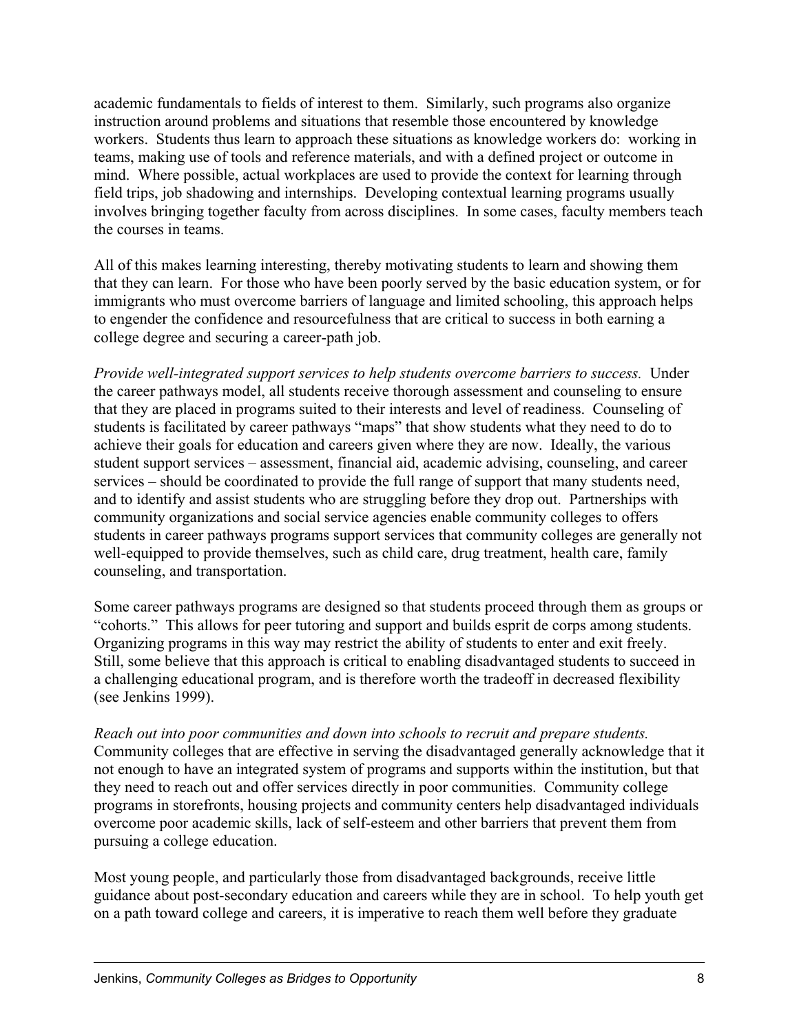academic fundamentals to fields of interest to them. Similarly, such programs also organize instruction around problems and situations that resemble those encountered by knowledge workers. Students thus learn to approach these situations as knowledge workers do: working in teams, making use of tools and reference materials, and with a defined project or outcome in mind. Where possible, actual workplaces are used to provide the context for learning through field trips, job shadowing and internships. Developing contextual learning programs usually involves bringing together faculty from across disciplines. In some cases, faculty members teach the courses in teams.

All of this makes learning interesting, thereby motivating students to learn and showing them that they can learn. For those who have been poorly served by the basic education system, or for immigrants who must overcome barriers of language and limited schooling, this approach helps to engender the confidence and resourcefulness that are critical to success in both earning a college degree and securing a career-path job.

*Provide well-integrated support services to help students overcome barriers to success.* Under the career pathways model, all students receive thorough assessment and counseling to ensure that they are placed in programs suited to their interests and level of readiness. Counseling of students is facilitated by career pathways "maps" that show students what they need to do to achieve their goals for education and careers given where they are now. Ideally, the various student support services – assessment, financial aid, academic advising, counseling, and career services – should be coordinated to provide the full range of support that many students need, and to identify and assist students who are struggling before they drop out. Partnerships with community organizations and social service agencies enable community colleges to offers students in career pathways programs support services that community colleges are generally not well-equipped to provide themselves, such as child care, drug treatment, health care, family counseling, and transportation.

Some career pathways programs are designed so that students proceed through them as groups or "cohorts." This allows for peer tutoring and support and builds esprit de corps among students. Organizing programs in this way may restrict the ability of students to enter and exit freely. Still, some believe that this approach is critical to enabling disadvantaged students to succeed in a challenging educational program, and is therefore worth the tradeoff in decreased flexibility (see Jenkins 1999).

*Reach out into poor communities and down into schools to recruit and prepare students.* Community colleges that are effective in serving the disadvantaged generally acknowledge that it not enough to have an integrated system of programs and supports within the institution, but that they need to reach out and offer services directly in poor communities. Community college programs in storefronts, housing projects and community centers help disadvantaged individuals overcome poor academic skills, lack of self-esteem and other barriers that prevent them from pursuing a college education.

Most young people, and particularly those from disadvantaged backgrounds, receive little guidance about post-secondary education and careers while they are in school. To help youth get on a path toward college and careers, it is imperative to reach them well before they graduate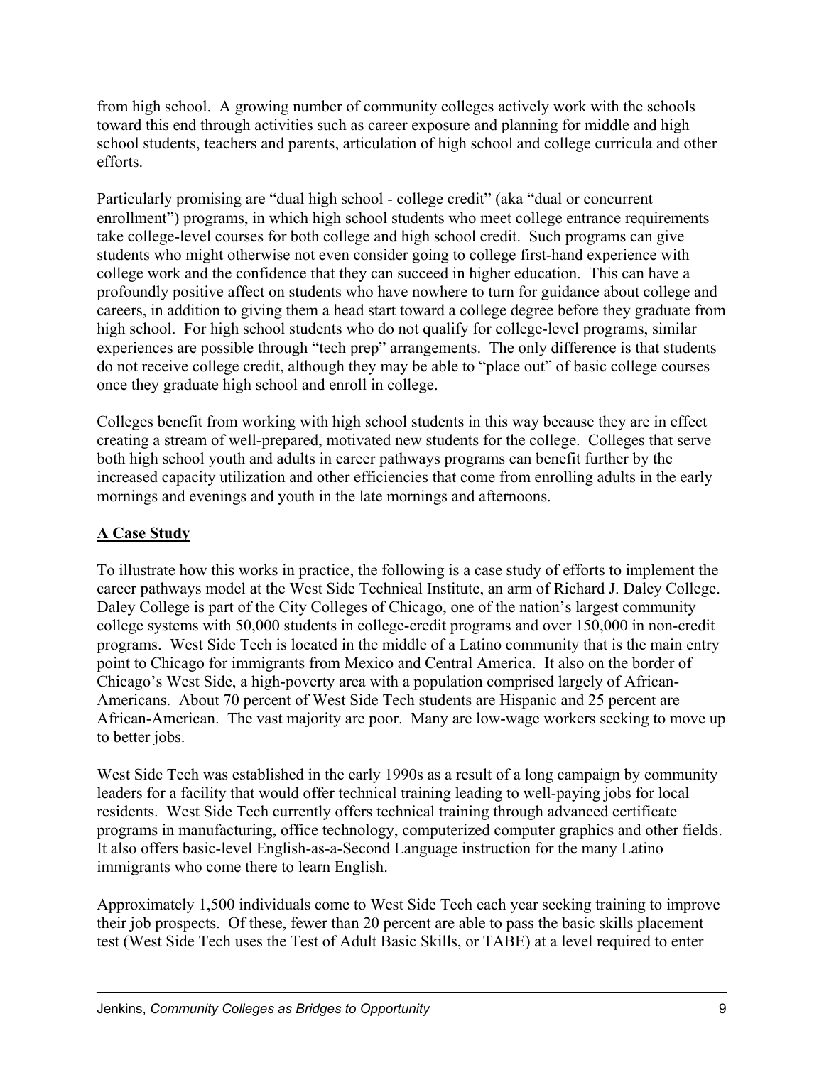from high school. A growing number of community colleges actively work with the schools toward this end through activities such as career exposure and planning for middle and high school students, teachers and parents, articulation of high school and college curricula and other efforts.

Particularly promising are "dual high school - college credit" (aka "dual or concurrent enrollment") programs, in which high school students who meet college entrance requirements take college-level courses for both college and high school credit. Such programs can give students who might otherwise not even consider going to college first-hand experience with college work and the confidence that they can succeed in higher education. This can have a profoundly positive affect on students who have nowhere to turn for guidance about college and careers, in addition to giving them a head start toward a college degree before they graduate from high school. For high school students who do not qualify for college-level programs, similar experiences are possible through "tech prep" arrangements. The only difference is that students do not receive college credit, although they may be able to "place out" of basic college courses once they graduate high school and enroll in college.

Colleges benefit from working with high school students in this way because they are in effect creating a stream of well-prepared, motivated new students for the college. Colleges that serve both high school youth and adults in career pathways programs can benefit further by the increased capacity utilization and other efficiencies that come from enrolling adults in the early mornings and evenings and youth in the late mornings and afternoons.

## A Case Study

To illustrate how this works in practice, the following is a case study of efforts to implement the career pathways model at the West Side Technical Institute, an arm of Richard J. Daley College. Daley College is part of the City Colleges of Chicago, one of the nation's largest community college systems with 50,000 students in college-credit programs and over 150,000 in non-credit programs. West Side Tech is located in the middle of a Latino community that is the main entry point to Chicago for immigrants from Mexico and Central America. It also on the border of Chicago's West Side, a high-poverty area with a population comprised largely of African-Americans. About 70 percent of West Side Tech students are Hispanic and 25 percent are African-American. The vast majority are poor. Many are low-wage workers seeking to move up to better jobs.

West Side Tech was established in the early 1990s as a result of a long campaign by community leaders for a facility that would offer technical training leading to well-paying jobs for local residents. West Side Tech currently offers technical training through advanced certificate programs in manufacturing, office technology, computerized computer graphics and other fields. It also offers basic-level English-as-a-Second Language instruction for the many Latino immigrants who come there to learn English.

Approximately 1,500 individuals come to West Side Tech each year seeking training to improve their job prospects. Of these, fewer than 20 percent are able to pass the basic skills placement test (West Side Tech uses the Test of Adult Basic Skills, or TABE) at a level required to enter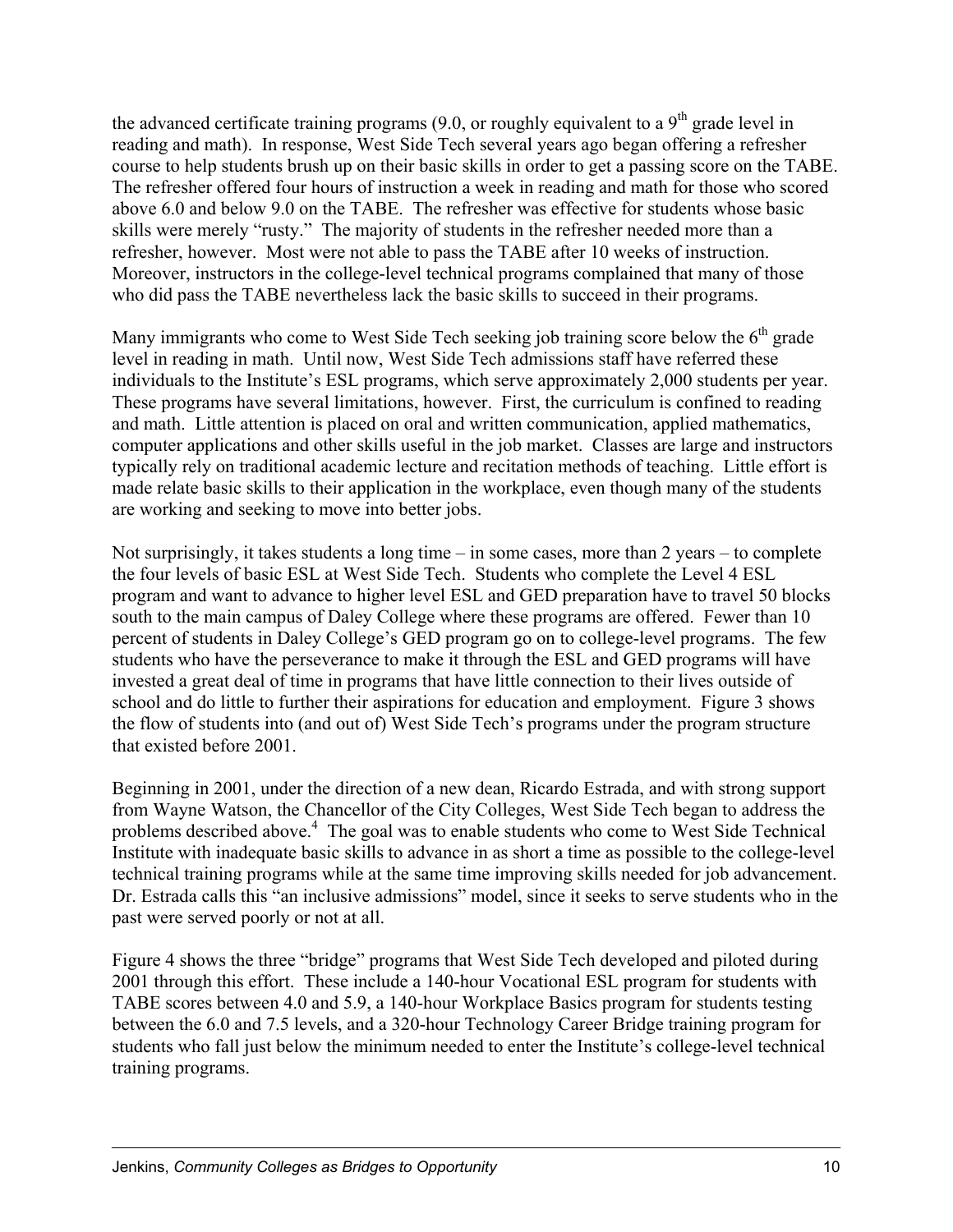the advanced certificate training programs (9.0, or roughly equivalent to a 9th grade level in reading and math). In response, West Side Tech several years ago began offering a refresher course to help students brush up on their basic skills in order to get a passing score on the TABE. The refresher offered four hours of instruction a week in reading and math for those who scored above 6.0 and below 9.0 on the TABE. The refresher was effective for students whose basic skills were merely "rusty." The majority of students in the refresher needed more than a refresher, however. Most were not able to pass the TABE after 10 weeks of instruction. Moreover, instructors in the college-level technical programs complained that many of those who did pass the TABE nevertheless lack the basic skills to succeed in their programs.

Many immigrants who come to West Side Tech seeking job training score below the 6th grade level in reading in math. Until now, West Side Tech admissions staff have referred these individuals to the Institute's ESL programs, which serve approximately 2,000 students per year. These programs have several limitations, however. First, the curriculum is confined to reading and math. Little attention is placed on oral and written communication, applied mathematics, computer applications and other skills useful in the job market. Classes are large and instructors typically rely on traditional academic lecture and recitation methods of teaching. Little effort is made relate basic skills to their application in the workplace, even though many of the students are working and seeking to move into better jobs.

Not surprisingly, it takes students a long time – in some cases, more than 2 years – to complete the four levels of basic ESL at West Side Tech. Students who complete the Level 4 ESL program and want to advance to higher level ESL and GED preparation have to travel 50 blocks south to the main campus of Daley College where these programs are offered. Fewer than 10 percent of students in Daley College's GED program go on to college-level programs. The few students who have the perseverance to make it through the ESL and GED programs will have invested a great deal of time in programs that have little connection to their lives outside of school and do little to further their aspirations for education and employment. Figure 3 shows the flow of students into (and out of) West Side Tech's programs under the program structure that existed before 2001.

Beginning in 2001, under the direction of a new dean, Ricardo Estrada, and with strong support from Wayne Watson, the Chancellor of the City Colleges, West Side Tech began to address the problems described above.[4] The goal was to enable students who come to West Side Technical Institute with inadequate basic skills to advance in as short a time as possible to the college-level technical training programs while at the same time improving skills needed for job advancement. Dr. Estrada calls this "an inclusive admissions" model, since it seeks to serve students who in the past were served poorly or not at all.

Figure 4 shows the three "bridge" programs that West Side Tech developed and piloted during 2001 through this effort. These include a 140-hour Vocational ESL program for students with TABE scores between 4.0 and 5.9, a 140-hour Workplace Basics program for students testing between the 6.0 and 7.5 levels, and a 320-hour Technology Career Bridge training program for students who fall just below the minimum needed to enter the Institute's college-level technical training programs.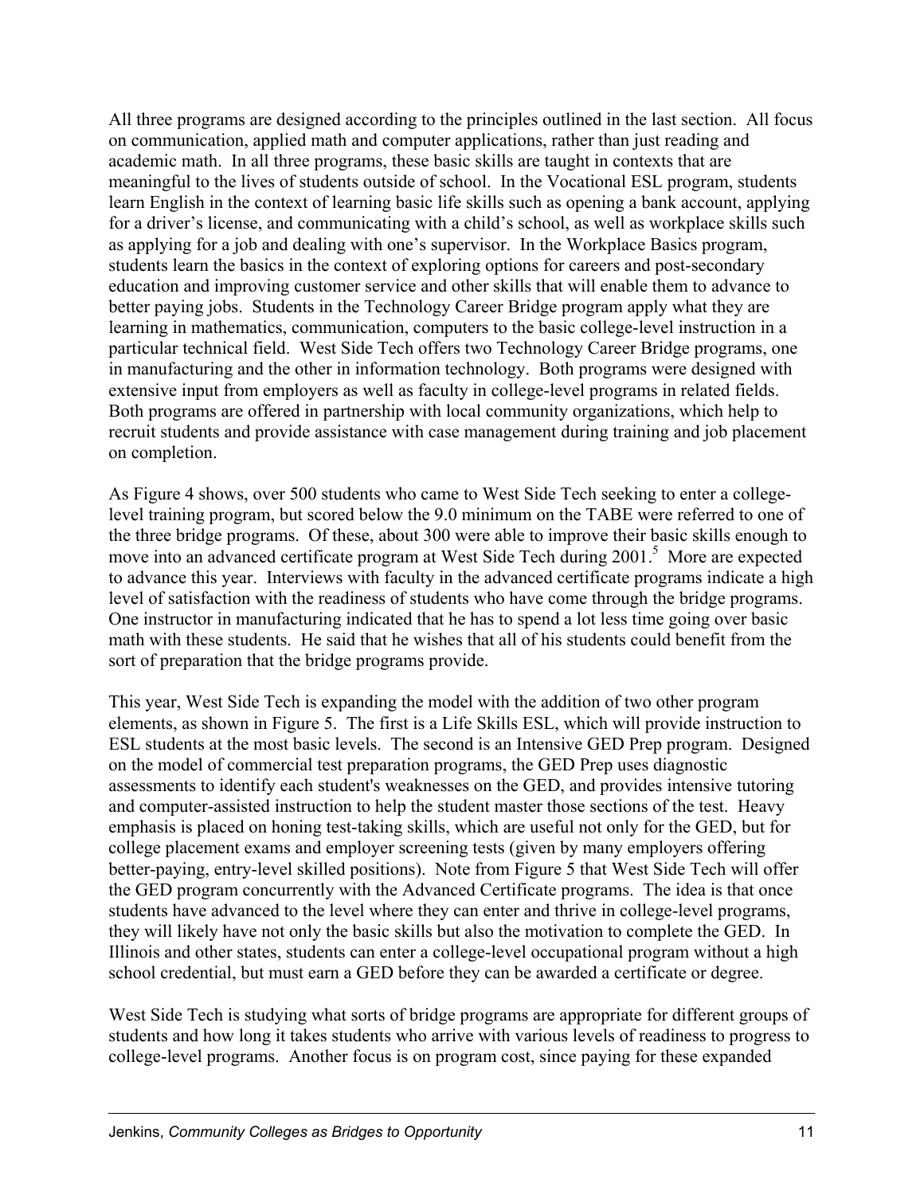All three programs are designed according to the principles outlined in the last section. All focus on communication, applied math and computer applications, rather than just reading and academic math. In all three programs, these basic skills are taught in contexts that are meaningful to the lives of students outside of school. In the Vocational ESL program, students learn English in the context of learning basic life skills such as opening a bank account, applying for a driver's license, and communicating with a child's school, as well as workplace skills such as applying for a job and dealing with one's supervisor. In the Workplace Basics program, students learn the basics in the context of exploring options for careers and post-secondary education and improving customer service and other skills that will enable them to advance to better paying jobs. Students in the Technology Career Bridge program apply what they are learning in mathematics, communication, computers to the basic college-level instruction in a particular technical field. West Side Tech offers two Technology Career Bridge programs, one in manufacturing and the other in information technology. Both programs were designed with extensive input from employers as well as faculty in college-level programs in related fields. Both programs are offered in partnership with local community organizations, which help to recruit students and provide assistance with case management during training and job placement on completion.

As Figure 4 shows, over 500 students who came to West Side Tech seeking to enter a college-level training program, but scored below the 9.0 minimum on the TABE were referred to one of the three bridge programs. Of these, about 300 were able to improve their basic skills enough to move into an advanced certificate program at West Side Tech during 2001.[5] More are expected to advance this year. Interviews with faculty in the advanced certificate programs indicate a high level of satisfaction with the readiness of students who have come through the bridge programs. One instructor in manufacturing indicated that he has to spend a lot less time going over basic math with these students. He said that he wishes that all of his students could benefit from the sort of preparation that the bridge programs provide.

This year, West Side Tech is expanding the model with the addition of two other program elements, as shown in Figure 5. The first is a Life Skills ESL, which will provide instruction to ESL students at the most basic levels. The second is an Intensive GED Prep program. Designed on the model of commercial test preparation programs, the GED Prep uses diagnostic assessments to identify each student's weaknesses on the GED, and provides intensive tutoring and computer-assisted instruction to help the student master those sections of the test. Heavy emphasis is placed on honing test-taking skills, which are useful not only for the GED, but for college placement exams and employer screening tests (given by many employers offering better-paying, entry-level skilled positions). Note from Figure 5 that West Side Tech will offer the GED program concurrently with the Advanced Certificate programs. The idea is that once students have advanced to the level where they can enter and thrive in college-level programs, they will likely have not only the basic skills but also the motivation to complete the GED. In Illinois and other states, students can enter a college-level occupational program without a high school credential, but must earn a GED before they can be awarded a certificate or degree.

West Side Tech is studying what sorts of bridge programs are appropriate for different groups of students and how long it takes students who arrive with various levels of readiness to progress to college-level programs. Another focus is on program cost, since paying for these expanded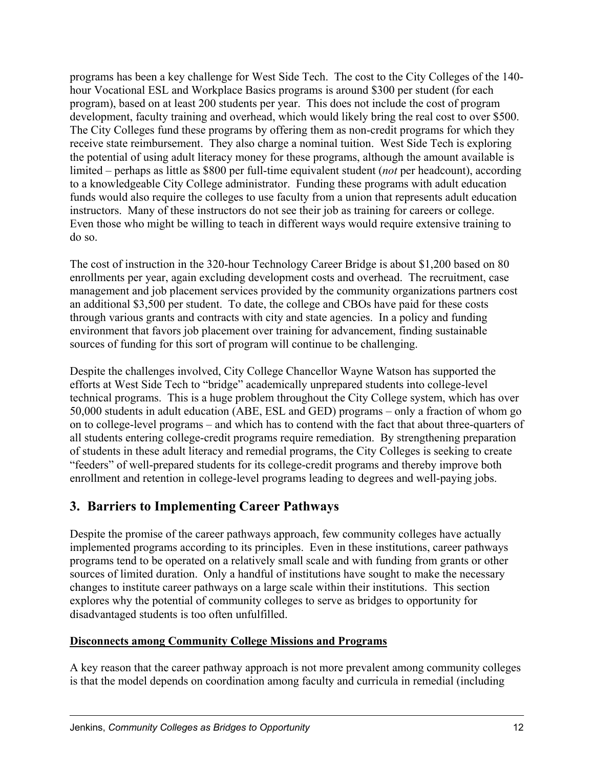programs has been a key challenge for West Side Tech. The cost to the City Colleges of the 140-hour Vocational ESL and Workplace Basics programs is around $300 per student (for each program), based on at least 200 students per year. This does not include the cost of program development, faculty training and overhead, which would likely bring the real cost to over $500. The City Colleges fund these programs by offering them as non-credit programs for which they receive state reimbursement. They also charge a nominal tuition. West Side Tech is exploring the potential of using adult literacy money for these programs, although the amount available is limited – perhaps as little as $800 per full-time equivalent student (*not* per headcount), according to a knowledgeable City College administrator. Funding these programs with adult education funds would also require the colleges to use faculty from a union that represents adult education instructors. Many of these instructors do not see their job as training for careers or college. Even those who might be willing to teach in different ways would require extensive training to do so.

The cost of instruction in the 320-hour Technology Career Bridge is about $1,200 based on 80 enrollments per year, again excluding development costs and overhead. The recruitment, case management and job placement services provided by the community organizations partners cost an additional $3,500 per student. To date, the college and CBOs have paid for these costs through various grants and contracts with city and state agencies. In a policy and funding environment that favors job placement over training for advancement, finding sustainable sources of funding for this sort of program will continue to be challenging.

Despite the challenges involved, City College Chancellor Wayne Watson has supported the efforts at West Side Tech to "bridge" academically unprepared students into college-level technical programs. This is a huge problem throughout the City College system, which has over 50,000 students in adult education (ABE, ESL and GED) programs – only a fraction of whom go on to college-level programs – and which has to contend with the fact that about three-quarters of all students entering college-credit programs require remediation. By strengthening preparation of students in these adult literacy and remedial programs, the City Colleges is seeking to create "feeders" of well-prepared students for its college-credit programs and thereby improve both enrollment and retention in college-level programs leading to degrees and well-paying jobs.

## 3. Barriers to Implementing Career Pathways

Despite the promise of the career pathways approach, few community colleges have actually implemented programs according to its principles. Even in these institutions, career pathways programs tend to be operated on a relatively small scale and with funding from grants or other sources of limited duration. Only a handful of institutions have sought to make the necessary changes to institute career pathways on a large scale within their institutions. This section explores why the potential of community colleges to serve as bridges to opportunity for disadvantaged students is too often unfulfilled.

### Disconnects among Community College Missions and Programs

A key reason that the career pathway approach is not more prevalent among community colleges is that the model depends on coordination among faculty and curricula in remedial (including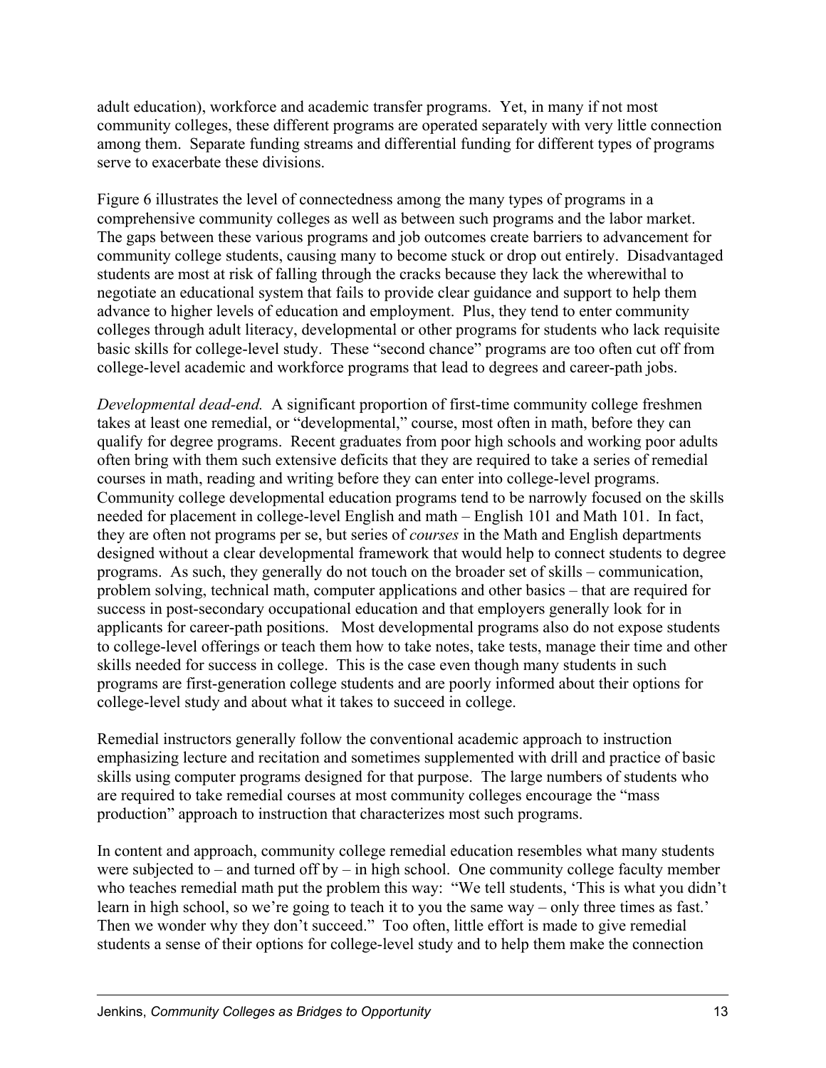adult education), workforce and academic transfer programs. Yet, in many if not most community colleges, these different programs are operated separately with very little connection among them. Separate funding streams and differential funding for different types of programs serve to exacerbate these divisions.

Figure 6 illustrates the level of connectedness among the many types of programs in a comprehensive community colleges as well as between such programs and the labor market. The gaps between these various programs and job outcomes create barriers to advancement for community college students, causing many to become stuck or drop out entirely. Disadvantaged students are most at risk of falling through the cracks because they lack the wherewithal to negotiate an educational system that fails to provide clear guidance and support to help them advance to higher levels of education and employment. Plus, they tend to enter community colleges through adult literacy, developmental or other programs for students who lack requisite basic skills for college-level study. These "second chance" programs are too often cut off from college-level academic and workforce programs that lead to degrees and career-path jobs.

*Developmental dead-end.* A significant proportion of first-time community college freshmen takes at least one remedial, or "developmental," course, most often in math, before they can qualify for degree programs. Recent graduates from poor high schools and working poor adults often bring with them such extensive deficits that they are required to take a series of remedial courses in math, reading and writing before they can enter into college-level programs. Community college developmental education programs tend to be narrowly focused on the skills needed for placement in college-level English and math – English 101 and Math 101. In fact, they are often not programs per se, but series of *courses* in the Math and English departments designed without a clear developmental framework that would help to connect students to degree programs. As such, they generally do not touch on the broader set of skills – communication, problem solving, technical math, computer applications and other basics – that are required for success in post-secondary occupational education and that employers generally look for in applicants for career-path positions. Most developmental programs also do not expose students to college-level offerings or teach them how to take notes, take tests, manage their time and other skills needed for success in college. This is the case even though many students in such programs are first-generation college students and are poorly informed about their options for college-level study and about what it takes to succeed in college.

Remedial instructors generally follow the conventional academic approach to instruction emphasizing lecture and recitation and sometimes supplemented with drill and practice of basic skills using computer programs designed for that purpose. The large numbers of students who are required to take remedial courses at most community colleges encourage the "mass production" approach to instruction that characterizes most such programs.

In content and approach, community college remedial education resembles what many students were subjected to – and turned off by – in high school. One community college faculty member who teaches remedial math put the problem this way: "We tell students, 'This is what you didn't learn in high school, so we're going to teach it to you the same way – only three times as fast.' Then we wonder why they don't succeed." Too often, little effort is made to give remedial students a sense of their options for college-level study and to help them make the connection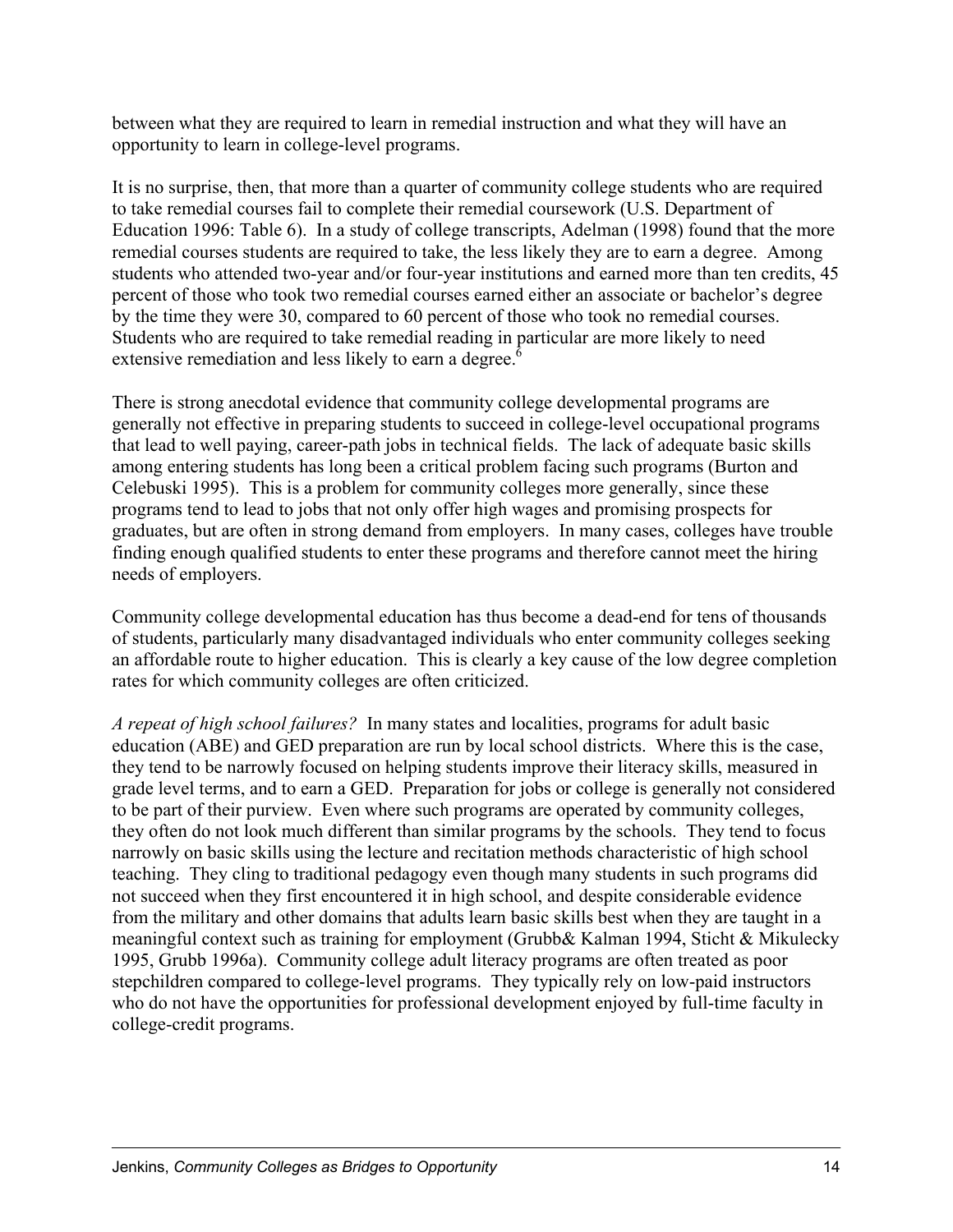between what they are required to learn in remedial instruction and what they will have an opportunity to learn in college-level programs.

It is no surprise, then, that more than a quarter of community college students who are required to take remedial courses fail to complete their remedial coursework (U.S. Department of Education 1996: Table 6). In a study of college transcripts, Adelman (1998) found that the more remedial courses students are required to take, the less likely they are to earn a degree. Among students who attended two-year and/or four-year institutions and earned more than ten credits, 45 percent of those who took two remedial courses earned either an associate or bachelor's degree by the time they were 30, compared to 60 percent of those who took no remedial courses. Students who are required to take remedial reading in particular are more likely to need extensive remediation and less likely to earn a degree.[6]

There is strong anecdotal evidence that community college developmental programs are generally not effective in preparing students to succeed in college-level occupational programs that lead to well paying, career-path jobs in technical fields. The lack of adequate basic skills among entering students has long been a critical problem facing such programs (Burton and Celebuski 1995). This is a problem for community colleges more generally, since these programs tend to lead to jobs that not only offer high wages and promising prospects for graduates, but are often in strong demand from employers. In many cases, colleges have trouble finding enough qualified students to enter these programs and therefore cannot meet the hiring needs of employers.

Community college developmental education has thus become a dead-end for tens of thousands of students, particularly many disadvantaged individuals who enter community colleges seeking an affordable route to higher education. This is clearly a key cause of the low degree completion rates for which community colleges are often criticized.

*A repeat of high school failures?* In many states and localities, programs for adult basic education (ABE) and GED preparation are run by local school districts. Where this is the case, they tend to be narrowly focused on helping students improve their literacy skills, measured in grade level terms, and to earn a GED. Preparation for jobs or college is generally not considered to be part of their purview. Even where such programs are operated by community colleges, they often do not look much different than similar programs by the schools. They tend to focus narrowly on basic skills using the lecture and recitation methods characteristic of high school teaching. They cling to traditional pedagogy even though many students in such programs did not succeed when they first encountered it in high school, and despite considerable evidence from the military and other domains that adults learn basic skills best when they are taught in a meaningful context such as training for employment (Grubb& Kalman 1994, Sticht & Mikulecky 1995, Grubb 1996a). Community college adult literacy programs are often treated as poor stepchildren compared to college-level programs. They typically rely on low-paid instructors who do not have the opportunities for professional development enjoyed by full-time faculty in college-credit programs.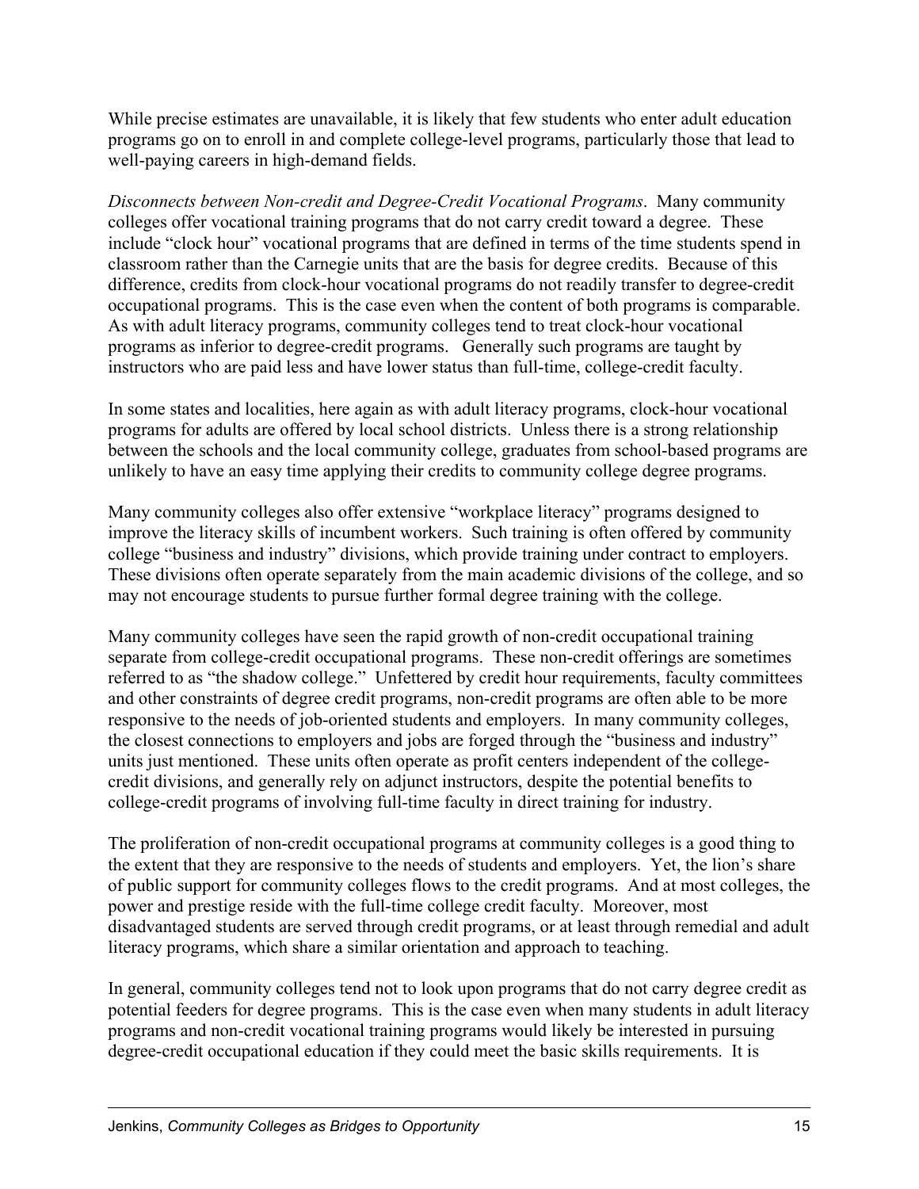While precise estimates are unavailable, it is likely that few students who enter adult education programs go on to enroll in and complete college-level programs, particularly those that lead to well-paying careers in high-demand fields.

*Disconnects between Non-credit and Degree-Credit Vocational Programs*. Many community colleges offer vocational training programs that do not carry credit toward a degree. These include "clock hour" vocational programs that are defined in terms of the time students spend in classroom rather than the Carnegie units that are the basis for degree credits. Because of this difference, credits from clock-hour vocational programs do not readily transfer to degree-credit occupational programs. This is the case even when the content of both programs is comparable. As with adult literacy programs, community colleges tend to treat clock-hour vocational programs as inferior to degree-credit programs. Generally such programs are taught by instructors who are paid less and have lower status than full-time, college-credit faculty.

In some states and localities, here again as with adult literacy programs, clock-hour vocational programs for adults are offered by local school districts. Unless there is a strong relationship between the schools and the local community college, graduates from school-based programs are unlikely to have an easy time applying their credits to community college degree programs.

Many community colleges also offer extensive "workplace literacy" programs designed to improve the literacy skills of incumbent workers. Such training is often offered by community college "business and industry" divisions, which provide training under contract to employers. These divisions often operate separately from the main academic divisions of the college, and so may not encourage students to pursue further formal degree training with the college.

Many community colleges have seen the rapid growth of non-credit occupational training separate from college-credit occupational programs. These non-credit offerings are sometimes referred to as "the shadow college." Unfettered by credit hour requirements, faculty committees and other constraints of degree credit programs, non-credit programs are often able to be more responsive to the needs of job-oriented students and employers. In many community colleges, the closest connections to employers and jobs are forged through the "business and industry" units just mentioned. These units often operate as profit centers independent of the college-credit divisions, and generally rely on adjunct instructors, despite the potential benefits to college-credit programs of involving full-time faculty in direct training for industry.

The proliferation of non-credit occupational programs at community colleges is a good thing to the extent that they are responsive to the needs of students and employers. Yet, the lion's share of public support for community colleges flows to the credit programs. And at most colleges, the power and prestige reside with the full-time college credit faculty. Moreover, most disadvantaged students are served through credit programs, or at least through remedial and adult literacy programs, which share a similar orientation and approach to teaching.

In general, community colleges tend not to look upon programs that do not carry degree credit as potential feeders for degree programs. This is the case even when many students in adult literacy programs and non-credit vocational training programs would likely be interested in pursuing degree-credit occupational education if they could meet the basic skills requirements. It is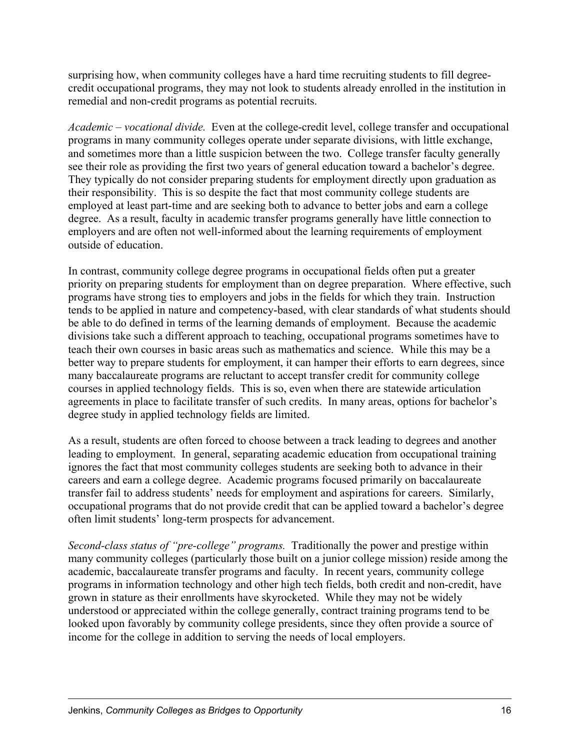surprising how, when community colleges have a hard time recruiting students to fill degree-credit occupational programs, they may not look to students already enrolled in the institution in remedial and non-credit programs as potential recruits.

*Academic – vocational divide.* Even at the college-credit level, college transfer and occupational programs in many community colleges operate under separate divisions, with little exchange, and sometimes more than a little suspicion between the two. College transfer faculty generally see their role as providing the first two years of general education toward a bachelor's degree. They typically do not consider preparing students for employment directly upon graduation as their responsibility. This is so despite the fact that most community college students are employed at least part-time and are seeking both to advance to better jobs and earn a college degree. As a result, faculty in academic transfer programs generally have little connection to employers and are often not well-informed about the learning requirements of employment outside of education.

In contrast, community college degree programs in occupational fields often put a greater priority on preparing students for employment than on degree preparation. Where effective, such programs have strong ties to employers and jobs in the fields for which they train. Instruction tends to be applied in nature and competency-based, with clear standards of what students should be able to do defined in terms of the learning demands of employment. Because the academic divisions take such a different approach to teaching, occupational programs sometimes have to teach their own courses in basic areas such as mathematics and science. While this may be a better way to prepare students for employment, it can hamper their efforts to earn degrees, since many baccalaureate programs are reluctant to accept transfer credit for community college courses in applied technology fields. This is so, even when there are statewide articulation agreements in place to facilitate transfer of such credits. In many areas, options for bachelor's degree study in applied technology fields are limited.

As a result, students are often forced to choose between a track leading to degrees and another leading to employment. In general, separating academic education from occupational training ignores the fact that most community colleges students are seeking both to advance in their careers and earn a college degree. Academic programs focused primarily on baccalaureate transfer fail to address students' needs for employment and aspirations for careers. Similarly, occupational programs that do not provide credit that can be applied toward a bachelor's degree often limit students' long-term prospects for advancement.

*Second-class status of "pre-college" programs.* Traditionally the power and prestige within many community colleges (particularly those built on a junior college mission) reside among the academic, baccalaureate transfer programs and faculty. In recent years, community college programs in information technology and other high tech fields, both credit and non-credit, have grown in stature as their enrollments have skyrocketed. While they may not be widely understood or appreciated within the college generally, contract training programs tend to be looked upon favorably by community college presidents, since they often provide a source of income for the college in addition to serving the needs of local employers.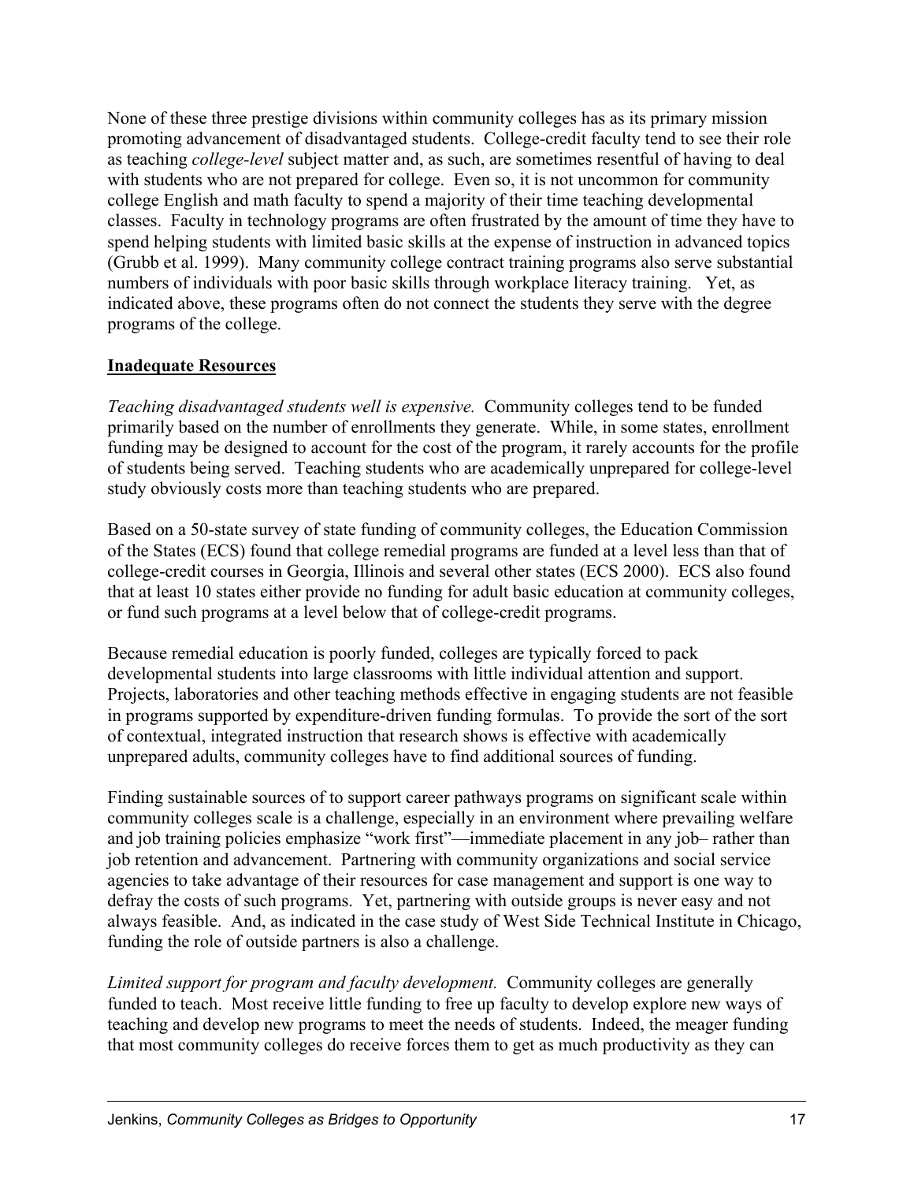None of these three prestige divisions within community colleges has as its primary mission promoting advancement of disadvantaged students. College-credit faculty tend to see their role as teaching *college-level* subject matter and, as such, are sometimes resentful of having to deal with students who are not prepared for college. Even so, it is not uncommon for community college English and math faculty to spend a majority of their time teaching developmental classes. Faculty in technology programs are often frustrated by the amount of time they have to spend helping students with limited basic skills at the expense of instruction in advanced topics (Grubb et al. 1999). Many community college contract training programs also serve substantial numbers of individuals with poor basic skills through workplace literacy training. Yet, as indicated above, these programs often do not connect the students they serve with the degree programs of the college.

## Inadequate Resources

*Teaching disadvantaged students well is expensive.* Community colleges tend to be funded primarily based on the number of enrollments they generate. While, in some states, enrollment funding may be designed to account for the cost of the program, it rarely accounts for the profile of students being served. Teaching students who are academically unprepared for college-level study obviously costs more than teaching students who are prepared.

Based on a 50-state survey of state funding of community colleges, the Education Commission of the States (ECS) found that college remedial programs are funded at a level less than that of college-credit courses in Georgia, Illinois and several other states (ECS 2000). ECS also found that at least 10 states either provide no funding for adult basic education at community colleges, or fund such programs at a level below that of college-credit programs.

Because remedial education is poorly funded, colleges are typically forced to pack developmental students into large classrooms with little individual attention and support. Projects, laboratories and other teaching methods effective in engaging students are not feasible in programs supported by expenditure-driven funding formulas. To provide the sort of the sort of contextual, integrated instruction that research shows is effective with academically unprepared adults, community colleges have to find additional sources of funding.

Finding sustainable sources of to support career pathways programs on significant scale within community colleges scale is a challenge, especially in an environment where prevailing welfare and job training policies emphasize "work first"—immediate placement in any job– rather than job retention and advancement. Partnering with community organizations and social service agencies to take advantage of their resources for case management and support is one way to defray the costs of such programs. Yet, partnering with outside groups is never easy and not always feasible. And, as indicated in the case study of West Side Technical Institute in Chicago, funding the role of outside partners is also a challenge.

*Limited support for program and faculty development.* Community colleges are generally funded to teach. Most receive little funding to free up faculty to develop explore new ways of teaching and develop new programs to meet the needs of students. Indeed, the meager funding that most community colleges do receive forces them to get as much productivity as they can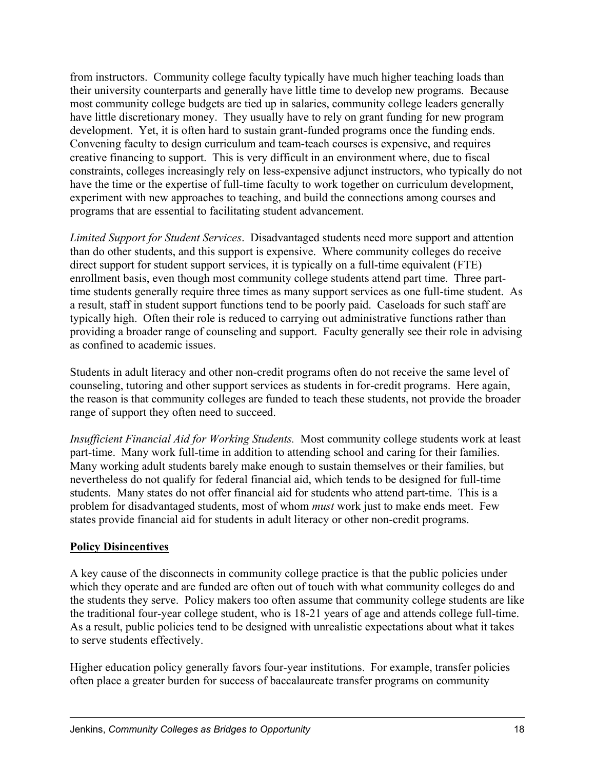from instructors. Community college faculty typically have much higher teaching loads than their university counterparts and generally have little time to develop new programs. Because most community college budgets are tied up in salaries, community college leaders generally have little discretionary money. They usually have to rely on grant funding for new program development. Yet, it is often hard to sustain grant-funded programs once the funding ends. Convening faculty to design curriculum and team-teach courses is expensive, and requires creative financing to support. This is very difficult in an environment where, due to fiscal constraints, colleges increasingly rely on less-expensive adjunct instructors, who typically do not have the time or the expertise of full-time faculty to work together on curriculum development, experiment with new approaches to teaching, and build the connections among courses and programs that are essential to facilitating student advancement.

*Limited Support for Student Services*. Disadvantaged students need more support and attention than do other students, and this support is expensive. Where community colleges do receive direct support for student support services, it is typically on a full-time equivalent (FTE) enrollment basis, even though most community college students attend part time. Three part-time students generally require three times as many support services as one full-time student. As a result, staff in student support functions tend to be poorly paid. Caseloads for such staff are typically high. Often their role is reduced to carrying out administrative functions rather than providing a broader range of counseling and support. Faculty generally see their role in advising as confined to academic issues.

Students in adult literacy and other non-credit programs often do not receive the same level of counseling, tutoring and other support services as students in for-credit programs. Here again, the reason is that community colleges are funded to teach these students, not provide the broader range of support they often need to succeed.

*Insufficient Financial Aid for Working Students.* Most community college students work at least part-time. Many work full-time in addition to attending school and caring for their families. Many working adult students barely make enough to sustain themselves or their families, but nevertheless do not qualify for federal financial aid, which tends to be designed for full-time students. Many states do not offer financial aid for students who attend part-time. This is a problem for disadvantaged students, most of whom *must* work just to make ends meet. Few states provide financial aid for students in adult literacy or other non-credit programs.

**Policy Disincentives**

A key cause of the disconnects in community college practice is that the public policies under which they operate and are funded are often out of touch with what community colleges do and the students they serve. Policy makers too often assume that community college students are like the traditional four-year college student, who is 18-21 years of age and attends college full-time. As a result, public policies tend to be designed with unrealistic expectations about what it takes to serve students effectively.

Higher education policy generally favors four-year institutions. For example, transfer policies often place a greater burden for success of baccalaureate transfer programs on community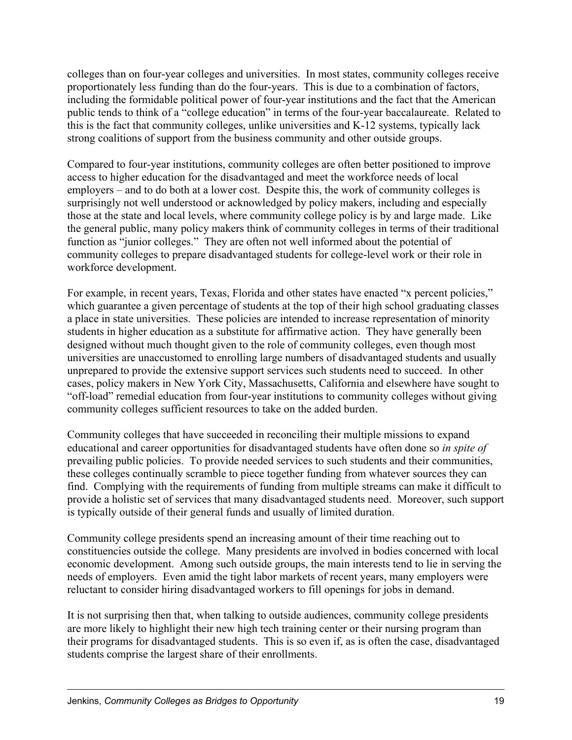colleges than on four-year colleges and universities. In most states, community colleges receive proportionately less funding than do the four-years. This is due to a combination of factors, including the formidable political power of four-year institutions and the fact that the American public tends to think of a "college education" in terms of the four-year baccalaureate. Related to this is the fact that community colleges, unlike universities and K-12 systems, typically lack strong coalitions of support from the business community and other outside groups.

Compared to four-year institutions, community colleges are often better positioned to improve access to higher education for the disadvantaged and meet the workforce needs of local employers – and to do both at a lower cost. Despite this, the work of community colleges is surprisingly not well understood or acknowledged by policy makers, including and especially those at the state and local levels, where community college policy is by and large made. Like the general public, many policy makers think of community colleges in terms of their traditional function as "junior colleges." They are often not well informed about the potential of community colleges to prepare disadvantaged students for college-level work or their role in workforce development.

For example, in recent years, Texas, Florida and other states have enacted "x percent policies," which guarantee a given percentage of students at the top of their high school graduating classes a place in state universities. These policies are intended to increase representation of minority students in higher education as a substitute for affirmative action. They have generally been designed without much thought given to the role of community colleges, even though most universities are unaccustomed to enrolling large numbers of disadvantaged students and usually unprepared to provide the extensive support services such students need to succeed. In other cases, policy makers in New York City, Massachusetts, California and elsewhere have sought to "off-load" remedial education from four-year institutions to community colleges without giving community colleges sufficient resources to take on the added burden.

Community colleges that have succeeded in reconciling their multiple missions to expand educational and career opportunities for disadvantaged students have often done so *in spite of* prevailing public policies. To provide needed services to such students and their communities, these colleges continually scramble to piece together funding from whatever sources they can find. Complying with the requirements of funding from multiple streams can make it difficult to provide a holistic set of services that many disadvantaged students need. Moreover, such support is typically outside of their general funds and usually of limited duration.

Community college presidents spend an increasing amount of their time reaching out to constituencies outside the college. Many presidents are involved in bodies concerned with local economic development. Among such outside groups, the main interests tend to lie in serving the needs of employers. Even amid the tight labor markets of recent years, many employers were reluctant to consider hiring disadvantaged workers to fill openings for jobs in demand.

It is not surprising then that, when talking to outside audiences, community college presidents are more likely to highlight their new high tech training center or their nursing program than their programs for disadvantaged students. This is so even if, as is often the case, disadvantaged students comprise the largest share of their enrollments.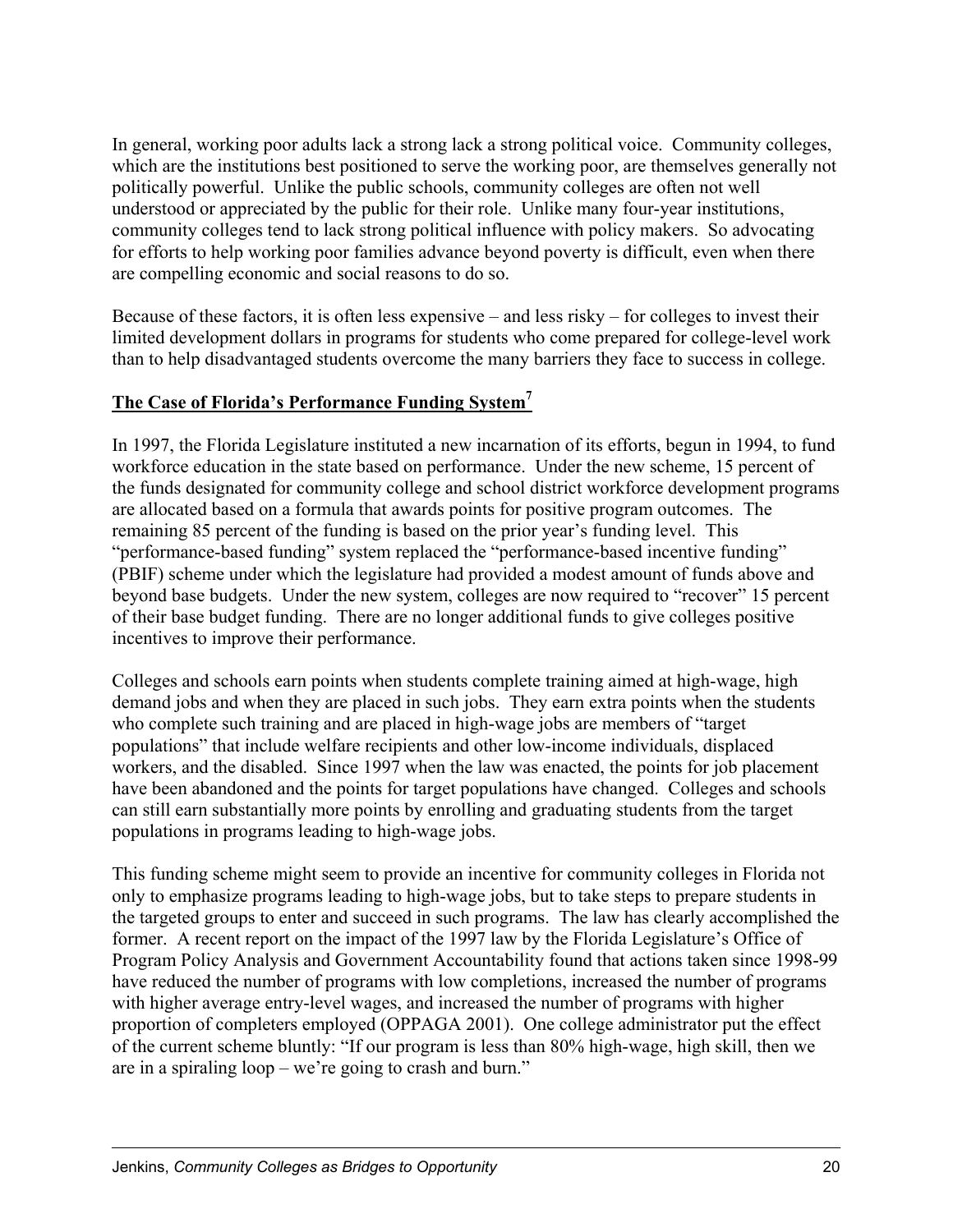In general, working poor adults lack a strong lack a strong political voice. Community colleges, which are the institutions best positioned to serve the working poor, are themselves generally not politically powerful. Unlike the public schools, community colleges are often not well understood or appreciated by the public for their role. Unlike many four-year institutions, community colleges tend to lack strong political influence with policy makers. So advocating for efforts to help working poor families advance beyond poverty is difficult, even when there are compelling economic and social reasons to do so.

Because of these factors, it is often less expensive – and less risky – for colleges to invest their limited development dollars in programs for students who come prepared for college-level work than to help disadvantaged students overcome the many barriers they face to success in college.

## The Case of Florida's Performance Funding System[7]

In 1997, the Florida Legislature instituted a new incarnation of its efforts, begun in 1994, to fund workforce education in the state based on performance. Under the new scheme, 15 percent of the funds designated for community college and school district workforce development programs are allocated based on a formula that awards points for positive program outcomes. The remaining 85 percent of the funding is based on the prior year's funding level. This "performance-based funding" system replaced the "performance-based incentive funding" (PBIF) scheme under which the legislature had provided a modest amount of funds above and beyond base budgets. Under the new system, colleges are now required to "recover" 15 percent of their base budget funding. There are no longer additional funds to give colleges positive incentives to improve their performance.

Colleges and schools earn points when students complete training aimed at high-wage, high demand jobs and when they are placed in such jobs. They earn extra points when the students who complete such training and are placed in high-wage jobs are members of "target populations" that include welfare recipients and other low-income individuals, displaced workers, and the disabled. Since 1997 when the law was enacted, the points for job placement have been abandoned and the points for target populations have changed. Colleges and schools can still earn substantially more points by enrolling and graduating students from the target populations in programs leading to high-wage jobs.

This funding scheme might seem to provide an incentive for community colleges in Florida not only to emphasize programs leading to high-wage jobs, but to take steps to prepare students in the targeted groups to enter and succeed in such programs. The law has clearly accomplished the former. A recent report on the impact of the 1997 law by the Florida Legislature's Office of Program Policy Analysis and Government Accountability found that actions taken since 1998-99 have reduced the number of programs with low completions, increased the number of programs with higher average entry-level wages, and increased the number of programs with higher proportion of completers employed (OPPAGA 2001). One college administrator put the effect of the current scheme bluntly: "If our program is less than 80% high-wage, high skill, then we are in a spiraling loop – we're going to crash and burn."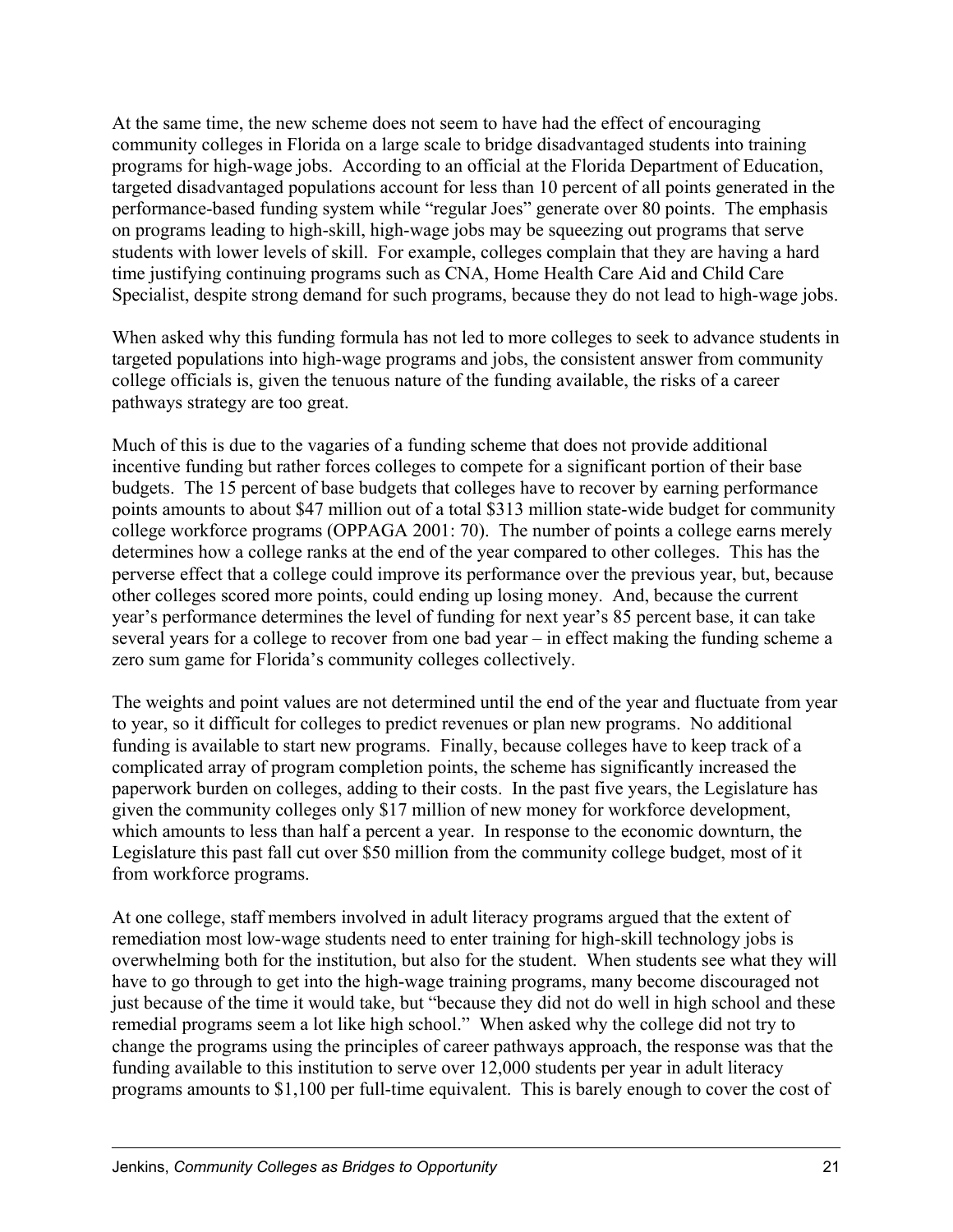At the same time, the new scheme does not seem to have had the effect of encouraging community colleges in Florida on a large scale to bridge disadvantaged students into training programs for high-wage jobs. According to an official at the Florida Department of Education, targeted disadvantaged populations account for less than 10 percent of all points generated in the performance-based funding system while "regular Joes" generate over 80 points. The emphasis on programs leading to high-skill, high-wage jobs may be squeezing out programs that serve students with lower levels of skill. For example, colleges complain that they are having a hard time justifying continuing programs such as CNA, Home Health Care Aid and Child Care Specialist, despite strong demand for such programs, because they do not lead to high-wage jobs.

When asked why this funding formula has not led to more colleges to seek to advance students in targeted populations into high-wage programs and jobs, the consistent answer from community college officials is, given the tenuous nature of the funding available, the risks of a career pathways strategy are too great.

Much of this is due to the vagaries of a funding scheme that does not provide additional incentive funding but rather forces colleges to compete for a significant portion of their base budgets. The 15 percent of base budgets that colleges have to recover by earning performance points amounts to about $47 million out of a total $313 million state-wide budget for community college workforce programs (OPPAGA 2001: 70). The number of points a college earns merely determines how a college ranks at the end of the year compared to other colleges. This has the perverse effect that a college could improve its performance over the previous year, but, because other colleges scored more points, could ending up losing money. And, because the current year's performance determines the level of funding for next year's 85 percent base, it can take several years for a college to recover from one bad year – in effect making the funding scheme a zero sum game for Florida's community colleges collectively.

The weights and point values are not determined until the end of the year and fluctuate from year to year, so it difficult for colleges to predict revenues or plan new programs. No additional funding is available to start new programs. Finally, because colleges have to keep track of a complicated array of program completion points, the scheme has significantly increased the paperwork burden on colleges, adding to their costs. In the past five years, the Legislature has given the community colleges only $17 million of new money for workforce development, which amounts to less than half a percent a year. In response to the economic downturn, the Legislature this past fall cut over $50 million from the community college budget, most of it from workforce programs.

At one college, staff members involved in adult literacy programs argued that the extent of remediation most low-wage students need to enter training for high-skill technology jobs is overwhelming both for the institution, but also for the student. When students see what they will have to go through to get into the high-wage training programs, many become discouraged not just because of the time it would take, but "because they did not do well in high school and these remedial programs seem a lot like high school." When asked why the college did not try to change the programs using the principles of career pathways approach, the response was that the funding available to this institution to serve over 12,000 students per year in adult literacy programs amounts to $1,100 per full-time equivalent. This is barely enough to cover the cost of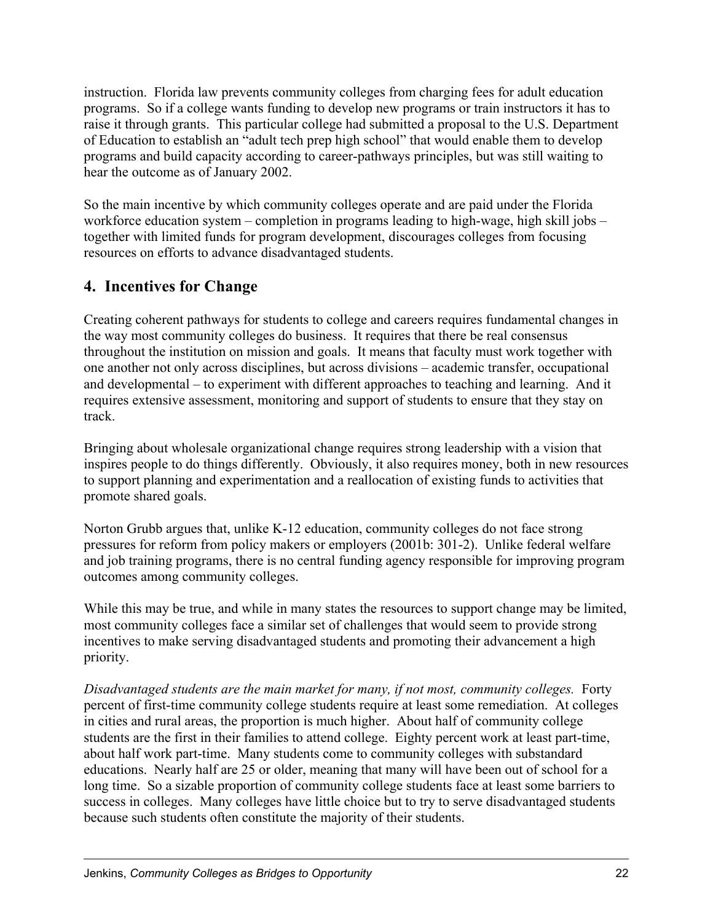instruction. Florida law prevents community colleges from charging fees for adult education programs. So if a college wants funding to develop new programs or train instructors it has to raise it through grants. This particular college had submitted a proposal to the U.S. Department of Education to establish an "adult tech prep high school" that would enable them to develop programs and build capacity according to career-pathways principles, but was still waiting to hear the outcome as of January 2002.

So the main incentive by which community colleges operate and are paid under the Florida workforce education system – completion in programs leading to high-wage, high skill jobs – together with limited funds for program development, discourages colleges from focusing resources on efforts to advance disadvantaged students.

## 4. Incentives for Change

Creating coherent pathways for students to college and careers requires fundamental changes in the way most community colleges do business. It requires that there be real consensus throughout the institution on mission and goals. It means that faculty must work together with one another not only across disciplines, but across divisions – academic transfer, occupational and developmental – to experiment with different approaches to teaching and learning. And it requires extensive assessment, monitoring and support of students to ensure that they stay on track.

Bringing about wholesale organizational change requires strong leadership with a vision that inspires people to do things differently. Obviously, it also requires money, both in new resources to support planning and experimentation and a reallocation of existing funds to activities that promote shared goals.

Norton Grubb argues that, unlike K-12 education, community colleges do not face strong pressures for reform from policy makers or employers (2001b: 301-2). Unlike federal welfare and job training programs, there is no central funding agency responsible for improving program outcomes among community colleges.

While this may be true, and while in many states the resources to support change may be limited, most community colleges face a similar set of challenges that would seem to provide strong incentives to make serving disadvantaged students and promoting their advancement a high priority.

*Disadvantaged students are the main market for many, if not most, community colleges.* Forty percent of first-time community college students require at least some remediation. At colleges in cities and rural areas, the proportion is much higher. About half of community college students are the first in their families to attend college. Eighty percent work at least part-time, about half work part-time. Many students come to community colleges with substandard educations. Nearly half are 25 or older, meaning that many will have been out of school for a long time. So a sizable proportion of community college students face at least some barriers to success in colleges. Many colleges have little choice but to try to serve disadvantaged students because such students often constitute the majority of their students.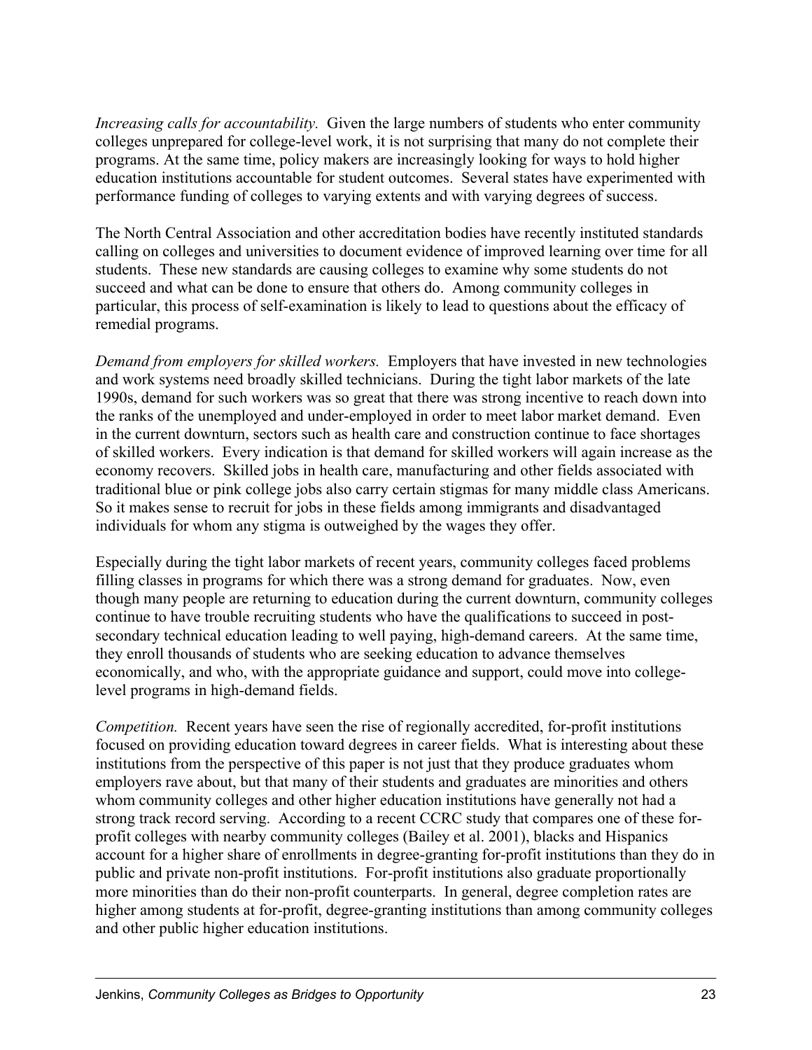*Increasing calls for accountability.* Given the large numbers of students who enter community colleges unprepared for college-level work, it is not surprising that many do not complete their programs. At the same time, policy makers are increasingly looking for ways to hold higher education institutions accountable for student outcomes. Several states have experimented with performance funding of colleges to varying extents and with varying degrees of success.

The North Central Association and other accreditation bodies have recently instituted standards calling on colleges and universities to document evidence of improved learning over time for all students. These new standards are causing colleges to examine why some students do not succeed and what can be done to ensure that others do. Among community colleges in particular, this process of self-examination is likely to lead to questions about the efficacy of remedial programs.

*Demand from employers for skilled workers.* Employers that have invested in new technologies and work systems need broadly skilled technicians. During the tight labor markets of the late 1990s, demand for such workers was so great that there was strong incentive to reach down into the ranks of the unemployed and under-employed in order to meet labor market demand. Even in the current downturn, sectors such as health care and construction continue to face shortages of skilled workers. Every indication is that demand for skilled workers will again increase as the economy recovers. Skilled jobs in health care, manufacturing and other fields associated with traditional blue or pink college jobs also carry certain stigmas for many middle class Americans. So it makes sense to recruit for jobs in these fields among immigrants and disadvantaged individuals for whom any stigma is outweighed by the wages they offer.

Especially during the tight labor markets of recent years, community colleges faced problems filling classes in programs for which there was a strong demand for graduates. Now, even though many people are returning to education during the current downturn, community colleges continue to have trouble recruiting students who have the qualifications to succeed in post-secondary technical education leading to well paying, high-demand careers. At the same time, they enroll thousands of students who are seeking education to advance themselves economically, and who, with the appropriate guidance and support, could move into college-level programs in high-demand fields.

*Competition.* Recent years have seen the rise of regionally accredited, for-profit institutions focused on providing education toward degrees in career fields. What is interesting about these institutions from the perspective of this paper is not just that they produce graduates whom employers rave about, but that many of their students and graduates are minorities and others whom community colleges and other higher education institutions have generally not had a strong track record serving. According to a recent CCRC study that compares one of these for-profit colleges with nearby community colleges (Bailey et al. 2001), blacks and Hispanics account for a higher share of enrollments in degree-granting for-profit institutions than they do in public and private non-profit institutions. For-profit institutions also graduate proportionally more minorities than do their non-profit counterparts. In general, degree completion rates are higher among students at for-profit, degree-granting institutions than among community colleges and other public higher education institutions.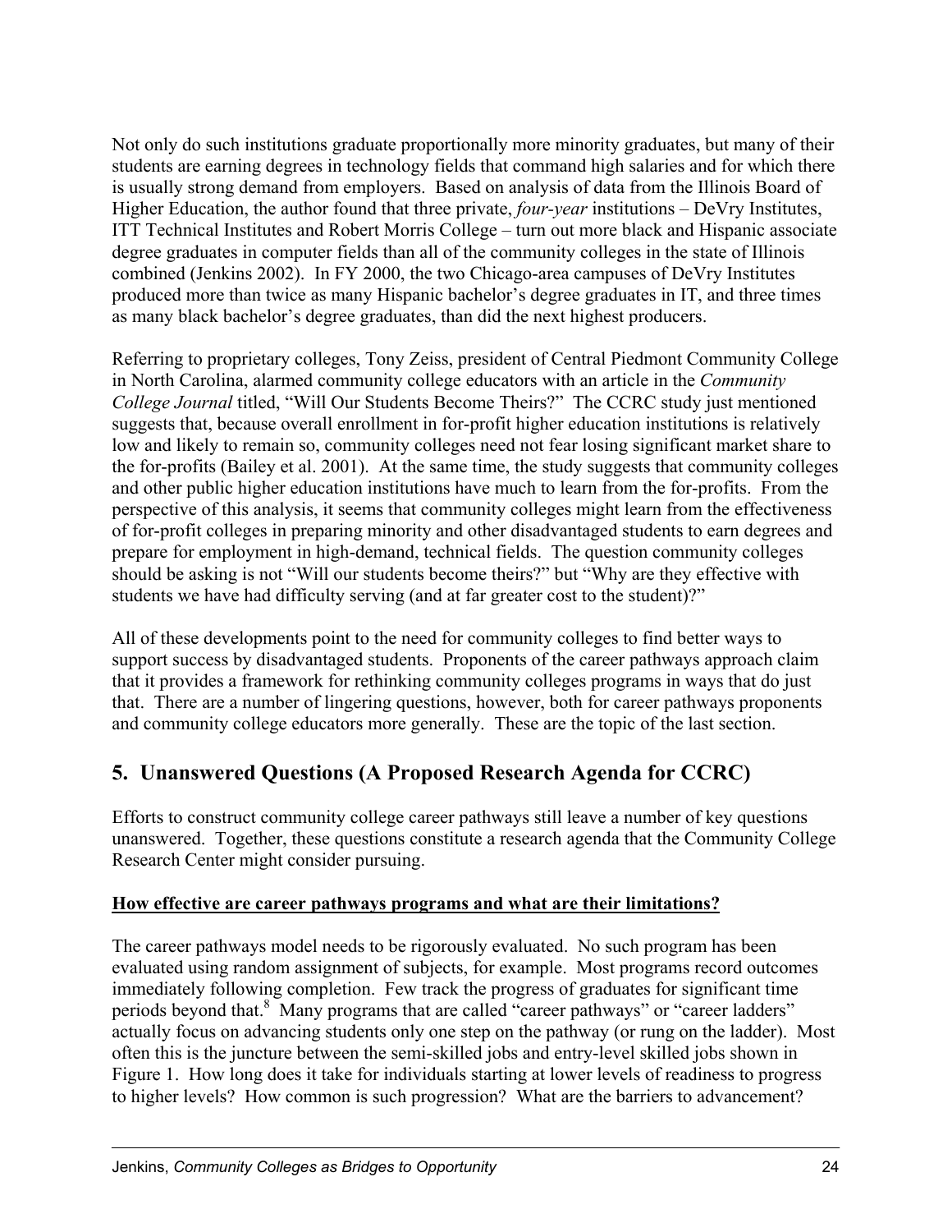Not only do such institutions graduate proportionally more minority graduates, but many of their students are earning degrees in technology fields that command high salaries and for which there is usually strong demand from employers. Based on analysis of data from the Illinois Board of Higher Education, the author found that three private, *four-year* institutions – DeVry Institutes, ITT Technical Institutes and Robert Morris College – turn out more black and Hispanic associate degree graduates in computer fields than all of the community colleges in the state of Illinois combined (Jenkins 2002). In FY 2000, the two Chicago-area campuses of DeVry Institutes produced more than twice as many Hispanic bachelor's degree graduates in IT, and three times as many black bachelor's degree graduates, than did the next highest producers.

Referring to proprietary colleges, Tony Zeiss, president of Central Piedmont Community College in North Carolina, alarmed community college educators with an article in the *Community College Journal* titled, "Will Our Students Become Theirs?" The CCRC study just mentioned suggests that, because overall enrollment in for-profit higher education institutions is relatively low and likely to remain so, community colleges need not fear losing significant market share to the for-profits (Bailey et al. 2001). At the same time, the study suggests that community colleges and other public higher education institutions have much to learn from the for-profits. From the perspective of this analysis, it seems that community colleges might learn from the effectiveness of for-profit colleges in preparing minority and other disadvantaged students to earn degrees and prepare for employment in high-demand, technical fields. The question community colleges should be asking is not "Will our students become theirs?" but "Why are they effective with students we have had difficulty serving (and at far greater cost to the student)?"

All of these developments point to the need for community colleges to find better ways to support success by disadvantaged students. Proponents of the career pathways approach claim that it provides a framework for rethinking community colleges programs in ways that do just that. There are a number of lingering questions, however, both for career pathways proponents and community college educators more generally. These are the topic of the last section.

## 5. Unanswered Questions (A Proposed Research Agenda for CCRC)

Efforts to construct community college career pathways still leave a number of key questions unanswered. Together, these questions constitute a research agenda that the Community College Research Center might consider pursuing.

**How effective are career pathways programs and what are their limitations?**

The career pathways model needs to be rigorously evaluated. No such program has been evaluated using random assignment of subjects, for example. Most programs record outcomes immediately following completion. Few track the progress of graduates for significant time periods beyond that.[8] Many programs that are called "career pathways" or "career ladders" actually focus on advancing students only one step on the pathway (or rung on the ladder). Most often this is the juncture between the semi-skilled jobs and entry-level skilled jobs shown in Figure 1. How long does it take for individuals starting at lower levels of readiness to progress to higher levels? How common is such progression? What are the barriers to advancement?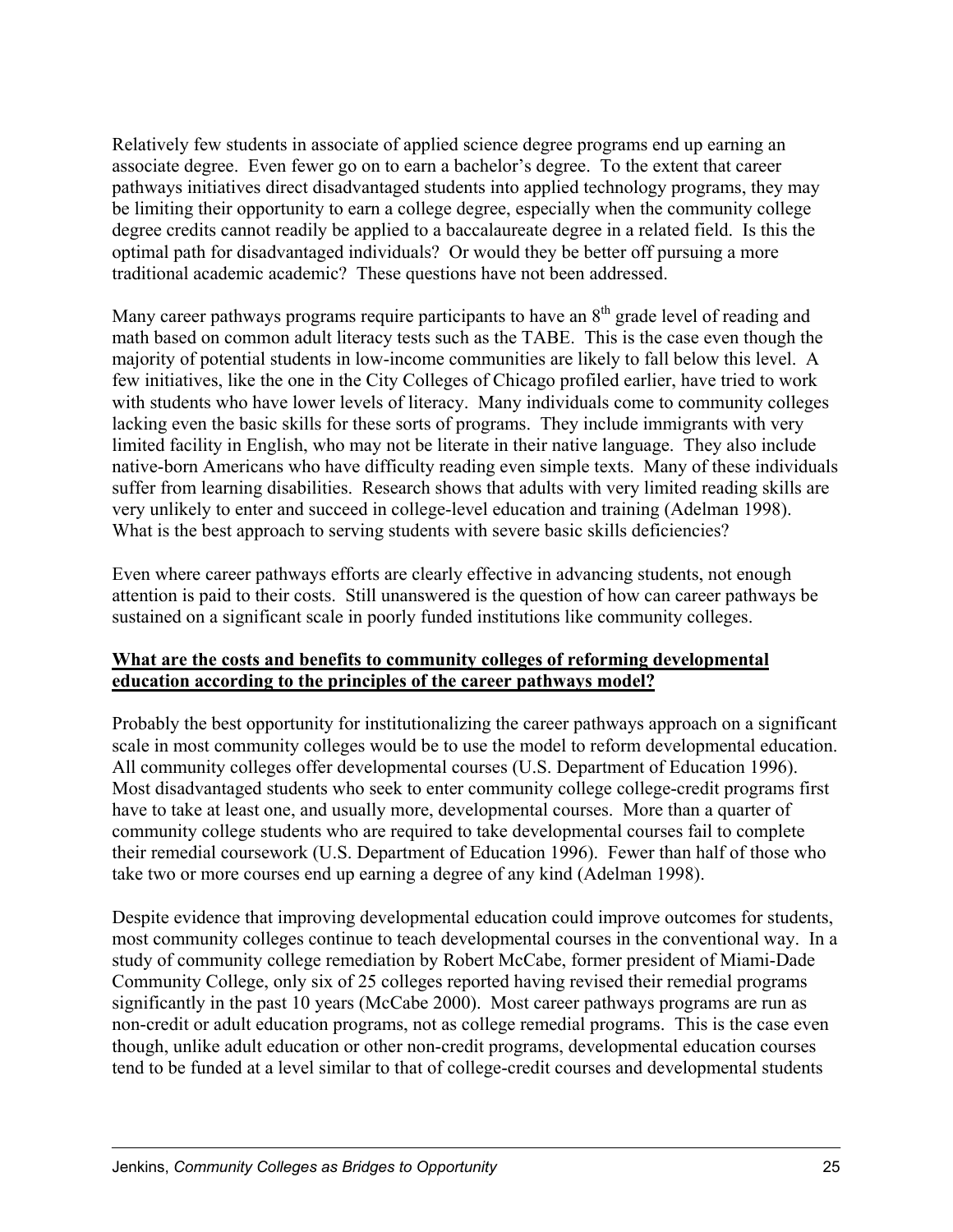Relatively few students in associate of applied science degree programs end up earning an associate degree. Even fewer go on to earn a bachelor's degree. To the extent that career pathways initiatives direct disadvantaged students into applied technology programs, they may be limiting their opportunity to earn a college degree, especially when the community college degree credits cannot readily be applied to a baccalaureate degree in a related field. Is this the optimal path for disadvantaged individuals? Or would they be better off pursuing a more traditional academic academic? These questions have not been addressed.

Many career pathways programs require participants to have an 8th grade level of reading and math based on common adult literacy tests such as the TABE. This is the case even though the majority of potential students in low-income communities are likely to fall below this level. A few initiatives, like the one in the City Colleges of Chicago profiled earlier, have tried to work with students who have lower levels of literacy. Many individuals come to community colleges lacking even the basic skills for these sorts of programs. They include immigrants with very limited facility in English, who may not be literate in their native language. They also include native-born Americans who have difficulty reading even simple texts. Many of these individuals suffer from learning disabilities. Research shows that adults with very limited reading skills are very unlikely to enter and succeed in college-level education and training (Adelman 1998). What is the best approach to serving students with severe basic skills deficiencies?

Even where career pathways efforts are clearly effective in advancing students, not enough attention is paid to their costs. Still unanswered is the question of how can career pathways be sustained on a significant scale in poorly funded institutions like community colleges.

**What are the costs and benefits to community colleges of reforming developmental education according to the principles of the career pathways model?**

Probably the best opportunity for institutionalizing the career pathways approach on a significant scale in most community colleges would be to use the model to reform developmental education. All community colleges offer developmental courses (U.S. Department of Education 1996). Most disadvantaged students who seek to enter community college college-credit programs first have to take at least one, and usually more, developmental courses. More than a quarter of community college students who are required to take developmental courses fail to complete their remedial coursework (U.S. Department of Education 1996). Fewer than half of those who take two or more courses end up earning a degree of any kind (Adelman 1998).

Despite evidence that improving developmental education could improve outcomes for students, most community colleges continue to teach developmental courses in the conventional way. In a study of community college remediation by Robert McCabe, former president of Miami-Dade Community College, only six of 25 colleges reported having revised their remedial programs significantly in the past 10 years (McCabe 2000). Most career pathways programs are run as non-credit or adult education programs, not as college remedial programs. This is the case even though, unlike adult education or other non-credit programs, developmental education courses tend to be funded at a level similar to that of college-credit courses and developmental students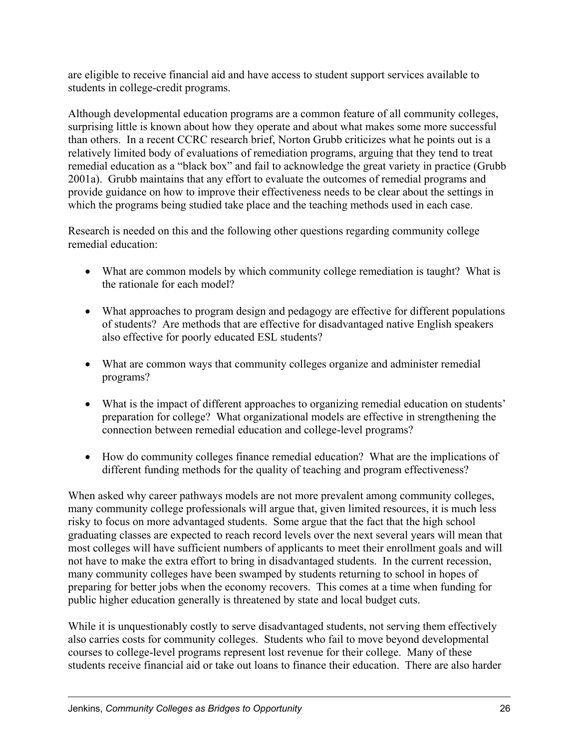are eligible to receive financial aid and have access to student support services available to students in college-credit programs.

Although developmental education programs are a common feature of all community colleges, surprising little is known about how they operate and about what makes some more successful than others. In a recent CCRC research brief, Norton Grubb criticizes what he points out is a relatively limited body of evaluations of remediation programs, arguing that they tend to treat remedial education as a "black box" and fail to acknowledge the great variety in practice (Grubb 2001a). Grubb maintains that any effort to evaluate the outcomes of remedial programs and provide guidance on how to improve their effectiveness needs to be clear about the settings in which the programs being studied take place and the teaching methods used in each case.

Research is needed on this and the following other questions regarding community college remedial education:

- What are common models by which community college remediation is taught? What is the rationale for each model?
- What approaches to program design and pedagogy are effective for different populations of students? Are methods that are effective for disadvantaged native English speakers also effective for poorly educated ESL students?
- What are common ways that community colleges organize and administer remedial programs?
- What is the impact of different approaches to organizing remedial education on students' preparation for college? What organizational models are effective in strengthening the connection between remedial education and college-level programs?
- How do community colleges finance remedial education? What are the implications of different funding methods for the quality of teaching and program effectiveness?

When asked why career pathways models are not more prevalent among community colleges, many community college professionals will argue that, given limited resources, it is much less risky to focus on more advantaged students. Some argue that the fact that the high school graduating classes are expected to reach record levels over the next several years will mean that most colleges will have sufficient numbers of applicants to meet their enrollment goals and will not have to make the extra effort to bring in disadvantaged students. In the current recession, many community colleges have been swamped by students returning to school in hopes of preparing for better jobs when the economy recovers. This comes at a time when funding for public higher education generally is threatened by state and local budget cuts.

While it is unquestionably costly to serve disadvantaged students, not serving them effectively also carries costs for community colleges. Students who fail to move beyond developmental courses to college-level programs represent lost revenue for their college. Many of these students receive financial aid or take out loans to finance their education. There are also harder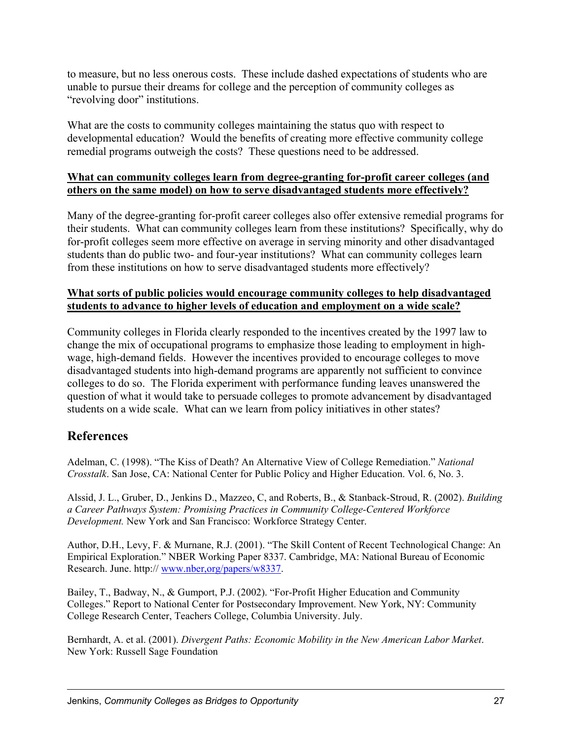to measure, but no less onerous costs. These include dashed expectations of students who are unable to pursue their dreams for college and the perception of community colleges as "revolving door" institutions.

What are the costs to community colleges maintaining the status quo with respect to developmental education? Would the benefits of creating more effective community college remedial programs outweigh the costs? These questions need to be addressed.

**What can community colleges learn from degree-granting for-profit career colleges (and others on the same model) on how to serve disadvantaged students more effectively?**

Many of the degree-granting for-profit career colleges also offer extensive remedial programs for their students. What can community colleges learn from these institutions? Specifically, why do for-profit colleges seem more effective on average in serving minority and other disadvantaged students than do public two- and four-year institutions? What can community colleges learn from these institutions on how to serve disadvantaged students more effectively?

**What sorts of public policies would encourage community colleges to help disadvantaged students to advance to higher levels of education and employment on a wide scale?**

Community colleges in Florida clearly responded to the incentives created by the 1997 law to change the mix of occupational programs to emphasize those leading to employment in high-wage, high-demand fields. However the incentives provided to encourage colleges to move disadvantaged students into high-demand programs are apparently not sufficient to convince colleges to do so. The Florida experiment with performance funding leaves unanswered the question of what it would take to persuade colleges to promote advancement by disadvantaged students on a wide scale. What can we learn from policy initiatives in other states?

## References

Adelman, C. (1998). "The Kiss of Death? An Alternative View of College Remediation." *National Crosstalk*. San Jose, CA: National Center for Public Policy and Higher Education. Vol. 6, No. 3.

Alssid, J. L., Gruber, D., Jenkins D., Mazzeo, C, and Roberts, B., & Stanback-Stroud, R. (2002). *Building a Career Pathways System: Promising Practices in Community College-Centered Workforce Development.* New York and San Francisco: Workforce Strategy Center.

Author, D.H., Levy, F. & Murnane, R.J. (2001). "The Skill Content of Recent Technological Change: An Empirical Exploration." NBER Working Paper 8337. Cambridge, MA: National Bureau of Economic Research. June. http:// www.nber,org/papers/w8337.

Bailey, T., Badway, N., & Gumport, P.J. (2002). "For-Profit Higher Education and Community Colleges." Report to National Center for Postsecondary Improvement. New York, NY: Community College Research Center, Teachers College, Columbia University. July.

Bernhardt, A. et al. (2001). *Divergent Paths: Economic Mobility in the New American Labor Market*. New York: Russell Sage Foundation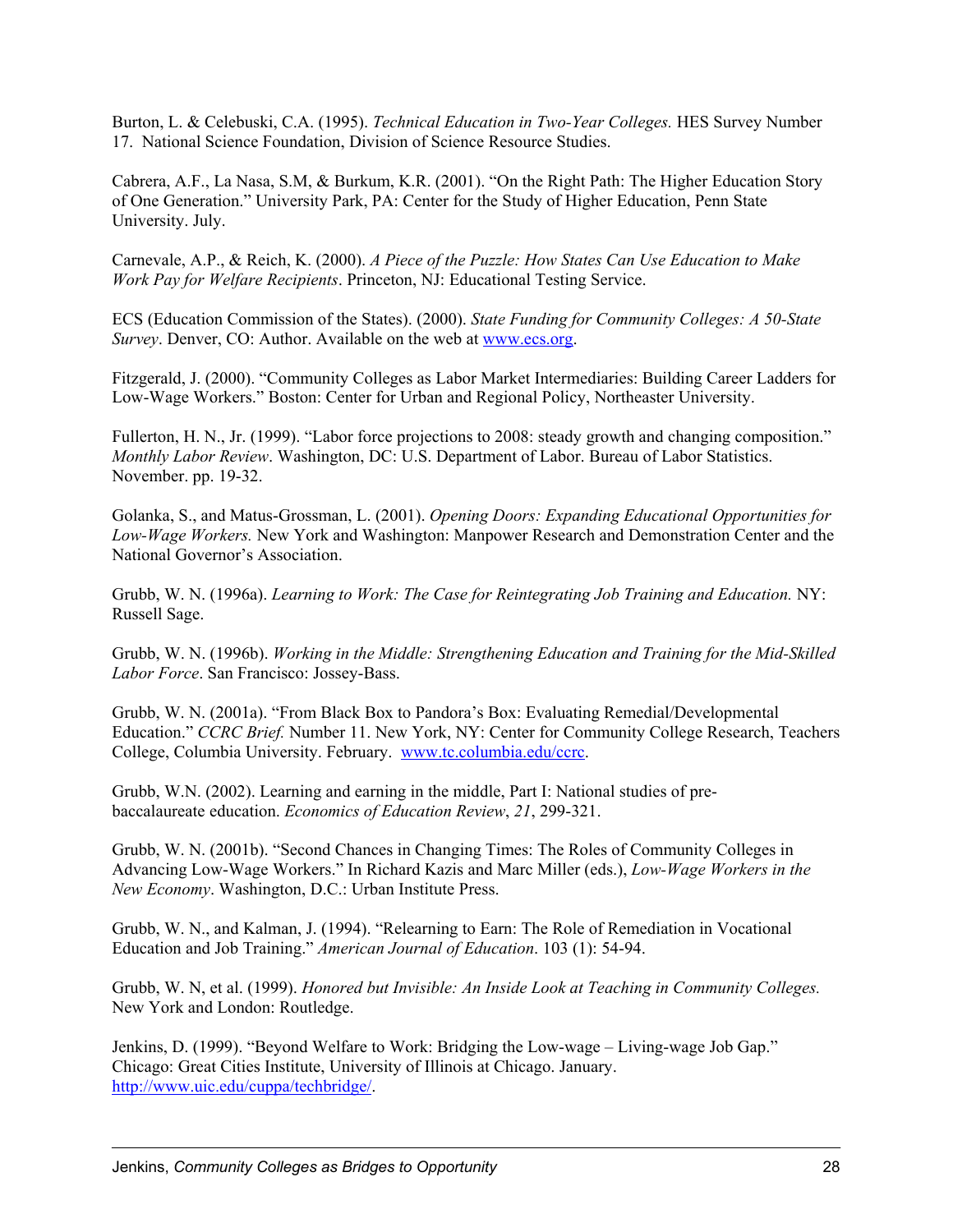Burton, L. & Celebuski, C.A. (1995). *Technical Education in Two-Year Colleges.* HES Survey Number 17. National Science Foundation, Division of Science Resource Studies.

Cabrera, A.F., La Nasa, S.M, & Burkum, K.R. (2001). "On the Right Path: The Higher Education Story of One Generation." University Park, PA: Center for the Study of Higher Education, Penn State University. July.

Carnevale, A.P., & Reich, K. (2000). *A Piece of the Puzzle: How States Can Use Education to Make Work Pay for Welfare Recipients*. Princeton, NJ: Educational Testing Service.

ECS (Education Commission of the States). (2000). *State Funding for Community Colleges: A 50-State Survey*. Denver, CO: Author. Available on the web at www.ecs.org.

Fitzgerald, J. (2000). "Community Colleges as Labor Market Intermediaries: Building Career Ladders for Low-Wage Workers." Boston: Center for Urban and Regional Policy, Northeaster University.

Fullerton, H. N., Jr. (1999). "Labor force projections to 2008: steady growth and changing composition." *Monthly Labor Review*. Washington, DC: U.S. Department of Labor. Bureau of Labor Statistics. November. pp. 19-32.

Golanka, S., and Matus-Grossman, L. (2001). *Opening Doors: Expanding Educational Opportunities for Low-Wage Workers.* New York and Washington: Manpower Research and Demonstration Center and the National Governor's Association.

Grubb, W. N. (1996a). *Learning to Work: The Case for Reintegrating Job Training and Education.* NY: Russell Sage.

Grubb, W. N. (1996b). *Working in the Middle: Strengthening Education and Training for the Mid-Skilled Labor Force*. San Francisco: Jossey-Bass.

Grubb, W. N. (2001a). "From Black Box to Pandora's Box: Evaluating Remedial/Developmental Education." *CCRC Brief.* Number 11. New York, NY: Center for Community College Research, Teachers College, Columbia University. February. www.tc.columbia.edu/ccrc.

Grubb, W.N. (2002). Learning and earning in the middle, Part I: National studies of pre-baccalaureate education. *Economics of Education Review*, *21*, 299-321.

Grubb, W. N. (2001b). "Second Chances in Changing Times: The Roles of Community Colleges in Advancing Low-Wage Workers." In Richard Kazis and Marc Miller (eds.), *Low-Wage Workers in the New Economy*. Washington, D.C.: Urban Institute Press.

Grubb, W. N., and Kalman, J. (1994). "Relearning to Earn: The Role of Remediation in Vocational Education and Job Training." *American Journal of Education*. 103 (1): 54-94.

Grubb, W. N, et al. (1999). *Honored but Invisible: An Inside Look at Teaching in Community Colleges.* New York and London: Routledge.

Jenkins, D. (1999). "Beyond Welfare to Work: Bridging the Low-wage – Living-wage Job Gap." Chicago: Great Cities Institute, University of Illinois at Chicago. January. http://www.uic.edu/cuppa/techbridge/.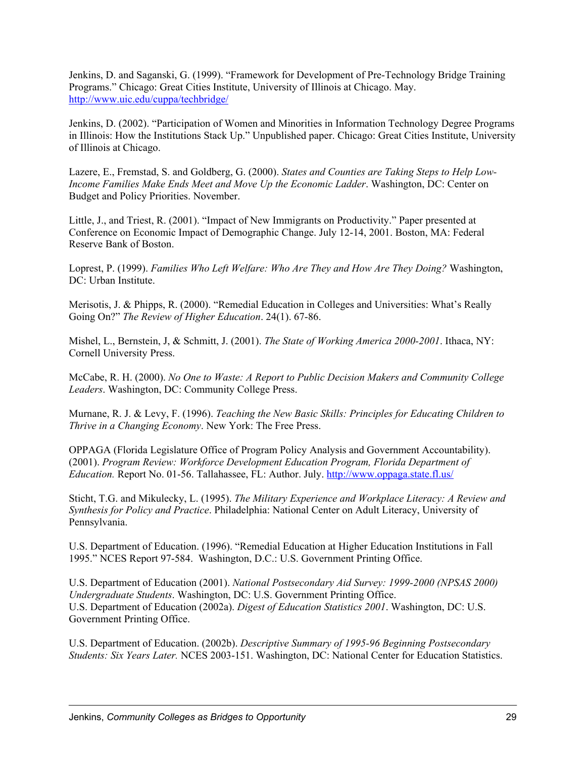Jenkins, D. and Saganski, G. (1999). "Framework for Development of Pre-Technology Bridge Training Programs." Chicago: Great Cities Institute, University of Illinois at Chicago. May. http://www.uic.edu/cuppa/techbridge/

Jenkins, D. (2002). "Participation of Women and Minorities in Information Technology Degree Programs in Illinois: How the Institutions Stack Up." Unpublished paper. Chicago: Great Cities Institute, University of Illinois at Chicago.

Lazere, E., Fremstad, S. and Goldberg, G. (2000). *States and Counties are Taking Steps to Help Low-Income Families Make Ends Meet and Move Up the Economic Ladder*. Washington, DC: Center on Budget and Policy Priorities. November.

Little, J., and Triest, R. (2001). "Impact of New Immigrants on Productivity." Paper presented at Conference on Economic Impact of Demographic Change. July 12-14, 2001. Boston, MA: Federal Reserve Bank of Boston.

Loprest, P. (1999). *Families Who Left Welfare: Who Are They and How Are They Doing?* Washington, DC: Urban Institute.

Merisotis, J. & Phipps, R. (2000). "Remedial Education in Colleges and Universities: What's Really Going On?" *The Review of Higher Education*. 24(1). 67-86.

Mishel, L., Bernstein, J, & Schmitt, J. (2001). *The State of Working America 2000-2001*. Ithaca, NY: Cornell University Press.

McCabe, R. H. (2000). *No One to Waste: A Report to Public Decision Makers and Community College Leaders*. Washington, DC: Community College Press.

Murnane, R. J. & Levy, F. (1996). *Teaching the New Basic Skills: Principles for Educating Children to Thrive in a Changing Economy*. New York: The Free Press.

OPPAGA (Florida Legislature Office of Program Policy Analysis and Government Accountability). (2001). *Program Review: Workforce Development Education Program, Florida Department of Education.* Report No. 01-56. Tallahassee, FL: Author. July. http://www.oppaga.state.fl.us/

Sticht, T.G. and Mikulecky, L. (1995). *The Military Experience and Workplace Literacy: A Review and Synthesis for Policy and Practice*. Philadelphia: National Center on Adult Literacy, University of Pennsylvania.

U.S. Department of Education. (1996). "Remedial Education at Higher Education Institutions in Fall 1995." NCES Report 97-584. Washington, D.C.: U.S. Government Printing Office.

U.S. Department of Education (2001). *National Postsecondary Aid Survey: 1999-2000 (NPSAS 2000) Undergraduate Students*. Washington, DC: U.S. Government Printing Office.

U.S. Department of Education (2002a). *Digest of Education Statistics 2001*. Washington, DC: U.S. Government Printing Office.

U.S. Department of Education. (2002b). *Descriptive Summary of 1995-96 Beginning Postsecondary Students: Six Years Later.* NCES 2003-151. Washington, DC: National Center for Education Statistics.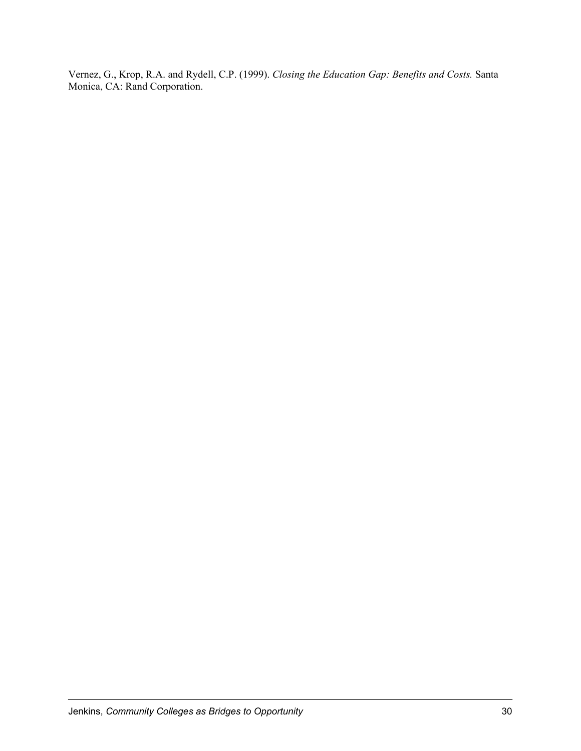Vernez, G., Krop, R.A. and Rydell, C.P. (1999). *Closing the Education Gap: Benefits and Costs.* Santa Monica, CA: Rand Corporation.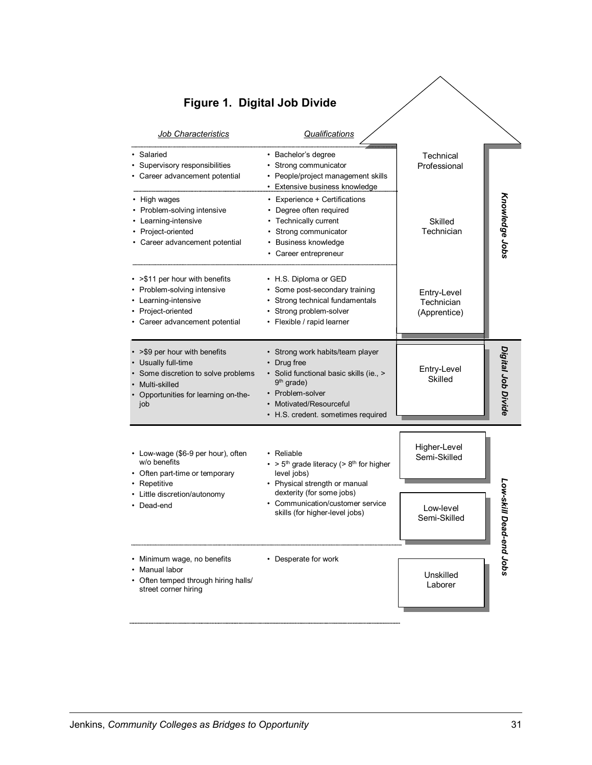**Figure 1. Digital Job Divide**

| Job Characteristics | Qualifications | Job Level | Category |
|---|---|---|---|
| • Salaried<br>• Supervisory responsibilities<br>• Career advancement potential | • Bachelor's degree<br>• Strong communicator<br>• People/project management skills<br>• Extensive business knowledge | Technical Professional | Knowledge Jobs |
| • High wages<br>• Problem-solving intensive<br>• Learning-intensive<br>• Project-oriented<br>• Career advancement potential | • Experience + Certifications<br>• Degree often required<br>• Technically current<br>• Strong communicator<br>• Business knowledge<br>• Career entrepreneur | Skilled Technician | Knowledge Jobs |
| • >$11 per hour with benefits<br>• Problem-solving intensive<br>• Learning-intensive<br>• Project-oriented<br>• Career advancement potential | • H.S. Diploma or GED<br>• Some post-secondary training<br>• Strong technical fundamentals<br>• Strong problem-solver<br>• Flexible / rapid learner | Entry-Level Technician (Apprentice) | Knowledge Jobs |
| • >$9 per hour with benefits<br>• Usually full-time<br>• Some discretion to solve problems<br>• Multi-skilled<br>• Opportunities for learning on-the-job | • Strong work habits/team player<br>• Drug free<br>• Solid functional basic skills (ie., > 9th grade)<br>• Problem-solver<br>• Motivated/Resourceful<br>• H.S. credent. sometimes required | Entry-Level Skilled | Digital Job Divide |
| • Low-wage ($6-9 per hour), often w/o benefits<br>• Often part-time or temporary<br>• Repetitive<br>• Little discretion/autonomy<br>• Dead-end | • Reliable<br>• > 5th grade literacy (> 8th for higher level jobs)<br>• Physical strength or manual dexterity (for some jobs)<br>• Communication/customer service skills (for higher-level jobs) | Higher-Level Semi-Skilled<br>Low-level Semi-Skilled | Low-skill Dead-end Jobs |
| • Minimum wage, no benefits<br>• Manual labor<br>• Often temped through hiring halls/ street corner hiring | • Desperate for work | Unskilled Laborer | Low-skill Dead-end Jobs |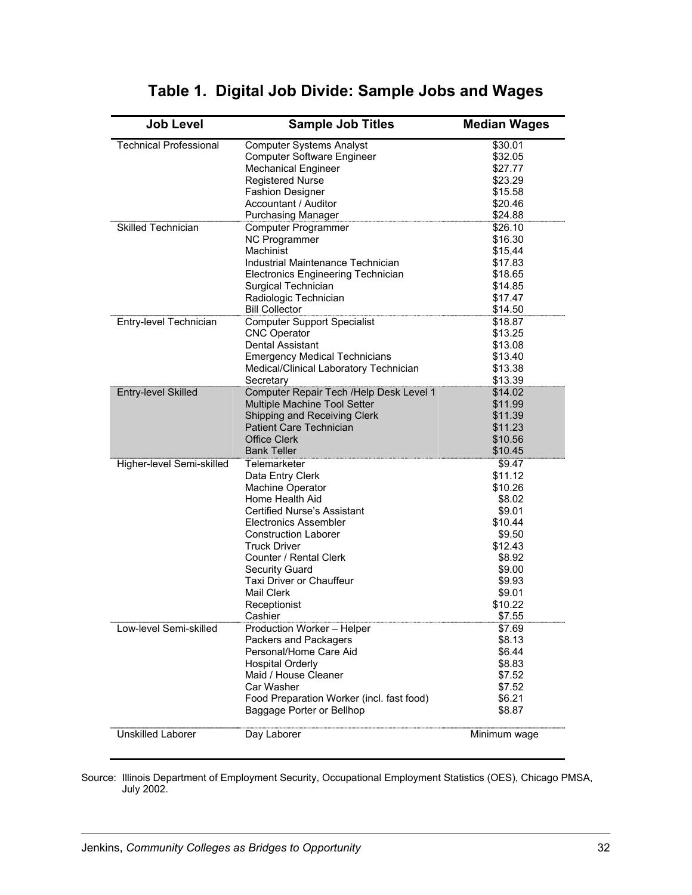# Table 1. Digital Job Divide: Sample Jobs and Wages

| Job Level | Sample Job Titles | Median Wages |
|---|---|---|
| Technical Professional | Computer Systems Analyst | $30.01 |
| | Computer Software Engineer | $32.05 |
| | Mechanical Engineer | $27.77 |
| | Registered Nurse | $23.29 |
| | Fashion Designer | $15.58 |
| | Accountant / Auditor | $20.46 |
| | Purchasing Manager | $24.88 |
| Skilled Technician | Computer Programmer | $26.10 |
| | NC Programmer | $16.30 |
| | Machinist | $15,44 |
| | Industrial Maintenance Technician | $17.83 |
| | Electronics Engineering Technician | $18.65 |
| | Surgical Technician | $14.85 |
| | Radiologic Technician | $17.47 |
| | Bill Collector | $14.50 |
| Entry-level Technician | Computer Support Specialist | $18.87 |
| | CNC Operator | $13.25 |
| | Dental Assistant | $13.08 |
| | Emergency Medical Technicians | $13.40 |
| | Medical/Clinical Laboratory Technician | $13.38 |
| | Secretary | $13.39 |
| Entry-level Skilled | Computer Repair Tech /Help Desk Level 1 | $14.02 |
| | Multiple Machine Tool Setter | $11.99 |
| | Shipping and Receiving Clerk | $11.39 |
| | Patient Care Technician | $11.23 |
| | Office Clerk | $10.56 |
| | Bank Teller | $10.45 |
| Higher-level Semi-skilled | Telemarketer | $9.47 |
| | Data Entry Clerk | $11.12 |
| | Machine Operator | $10.26 |
| | Home Health Aid | $8.02 |
| | Certified Nurse's Assistant | $9.01 |
| | Electronics Assembler | $10.44 |
| | Construction Laborer | $9.50 |
| | Truck Driver | $12.43 |
| | Counter / Rental Clerk | $8.92 |
| | Security Guard | $9.00 |
| | Taxi Driver or Chauffeur | $9.93 |
| | Mail Clerk | $9.01 |
| | Receptionist | $10.22 |
| | Cashier | $7.55 |
| Low-level Semi-skilled | Production Worker – Helper | $7.69 |
| | Packers and Packagers | $8.13 |
| | Personal/Home Care Aid | $6.44 |
| | Hospital Orderly | $8.83 |
| | Maid / House Cleaner | $7.52 |
| | Car Washer | $7.52 |
| | Food Preparation Worker (incl. fast food) | $6.21 |
| | Baggage Porter or Bellhop | $8.87 |
| Unskilled Laborer | Day Laborer | Minimum wage |

Source: Illinois Department of Employment Security, Occupational Employment Statistics (OES), Chicago PMSA, July 2002.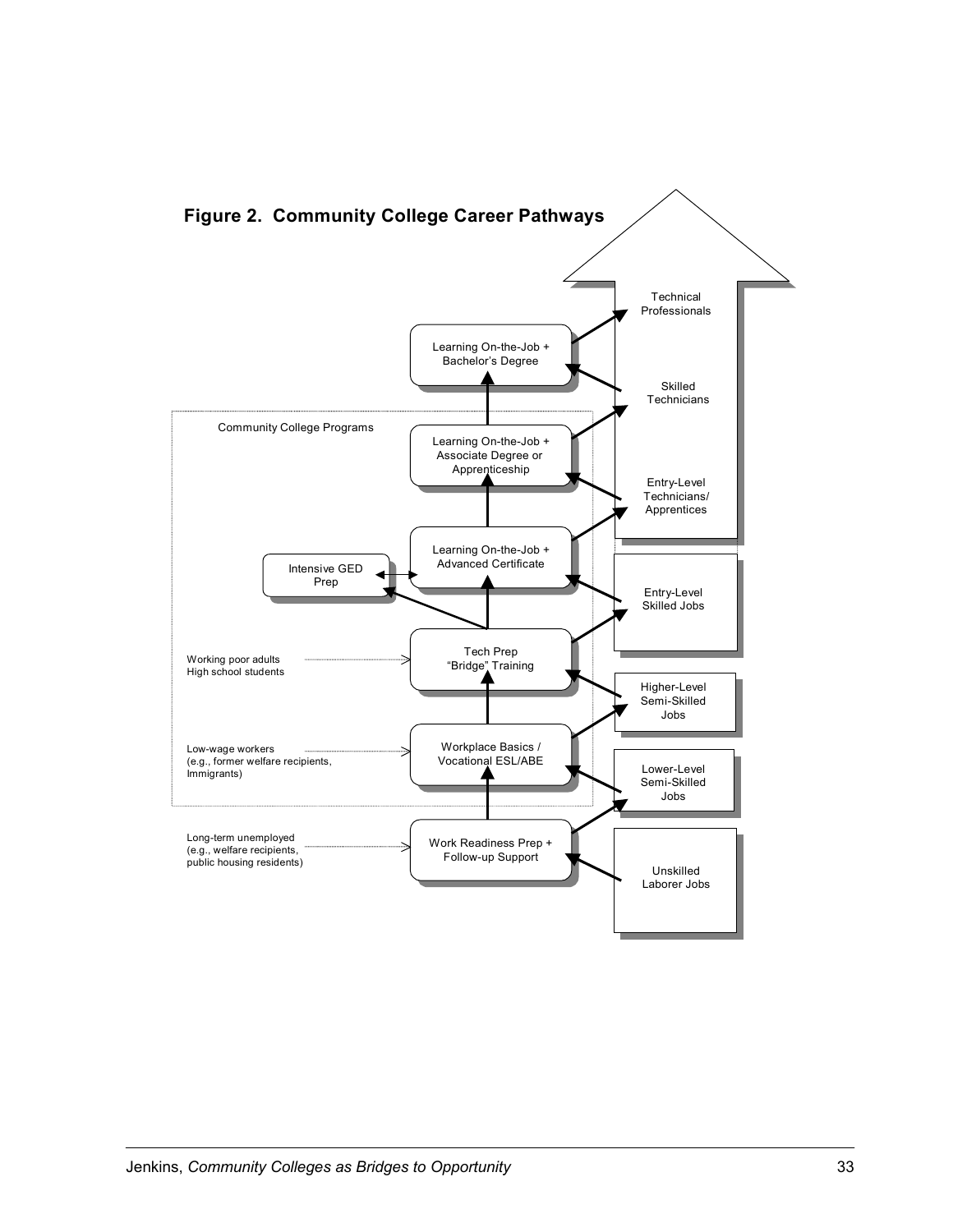**Figure 2. Community College Career Pathways**

Community College Programs

- Learning On-the-Job + Bachelor's Degree
- Learning On-the-Job + Associate Degree or Apprenticeship
- Learning On-the-Job + Advanced Certificate
- Intensive GED Prep
- Tech Prep "Bridge" Training
- Workplace Basics / Vocational ESL/ABE
- Work Readiness Prep + Follow-up Support

Working poor adults
High school students

Low-wage workers
(e.g., former welfare recipients, Immigrants)

Long-term unemployed
(e.g., welfare recipients, public housing residents)

- Technical Professionals
- Skilled Technicians
- Entry-Level Technicians/ Apprentices
- Entry-Level Skilled Jobs
- Higher-Level Semi-Skilled Jobs
- Lower-Level Semi-Skilled Jobs
- Unskilled Laborer Jobs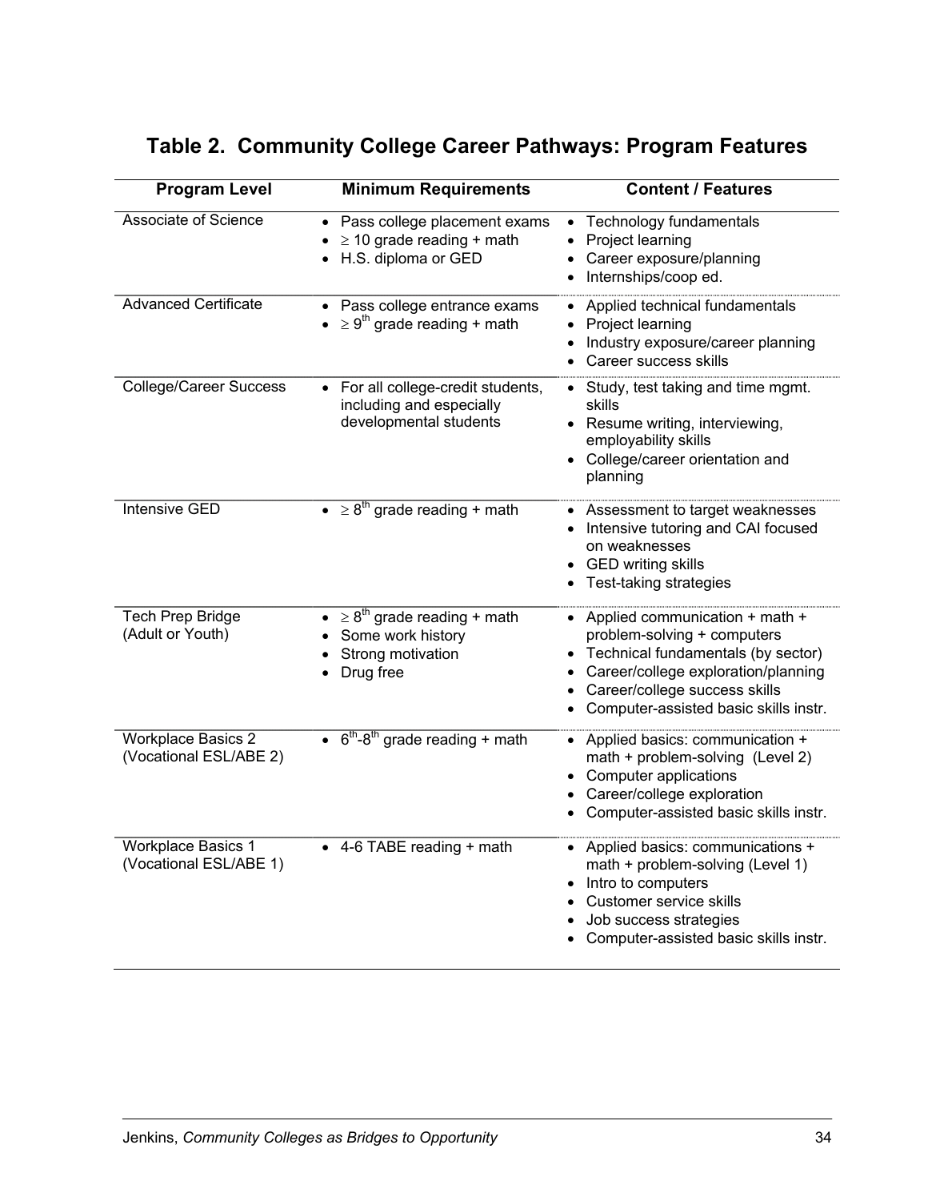## Table 2. Community College Career Pathways: Program Features

| Program Level | Minimum Requirements | Content / Features |
|---|---|---|
| Associate of Science | • Pass college placement exams<br>• ≥ 10 grade reading + math<br>• H.S. diploma or GED | • Technology fundamentals<br>• Project learning<br>• Career exposure/planning<br>• Internships/coop ed. |
| Advanced Certificate | • Pass college entrance exams<br>• ≥ 9th grade reading + math | • Applied technical fundamentals<br>• Project learning<br>• Industry exposure/career planning<br>• Career success skills |
| College/Career Success | • For all college-credit students, including and especially developmental students | • Study, test taking and time mgmt. skills<br>• Resume writing, interviewing, employability skills<br>• College/career orientation and planning |
| Intensive GED | • ≥ 8th grade reading + math | • Assessment to target weaknesses<br>• Intensive tutoring and CAI focused on weaknesses<br>• GED writing skills<br>• Test-taking strategies |
| Tech Prep Bridge (Adult or Youth) | • ≥ 8th grade reading + math<br>• Some work history<br>• Strong motivation<br>• Drug free | • Applied communication + math + problem-solving + computers<br>• Technical fundamentals (by sector)<br>• Career/college exploration/planning<br>• Career/college success skills<br>• Computer-assisted basic skills instr. |
| Workplace Basics 2 (Vocational ESL/ABE 2) | • 6th-8th grade reading + math | • Applied basics: communication + math + problem-solving (Level 2)<br>• Computer applications<br>• Career/college exploration<br>• Computer-assisted basic skills instr. |
| Workplace Basics 1 (Vocational ESL/ABE 1) | • 4-6 TABE reading + math | • Applied basics: communications + math + problem-solving (Level 1)<br>• Intro to computers<br>• Customer service skills<br>• Job success strategies<br>• Computer-assisted basic skills instr. |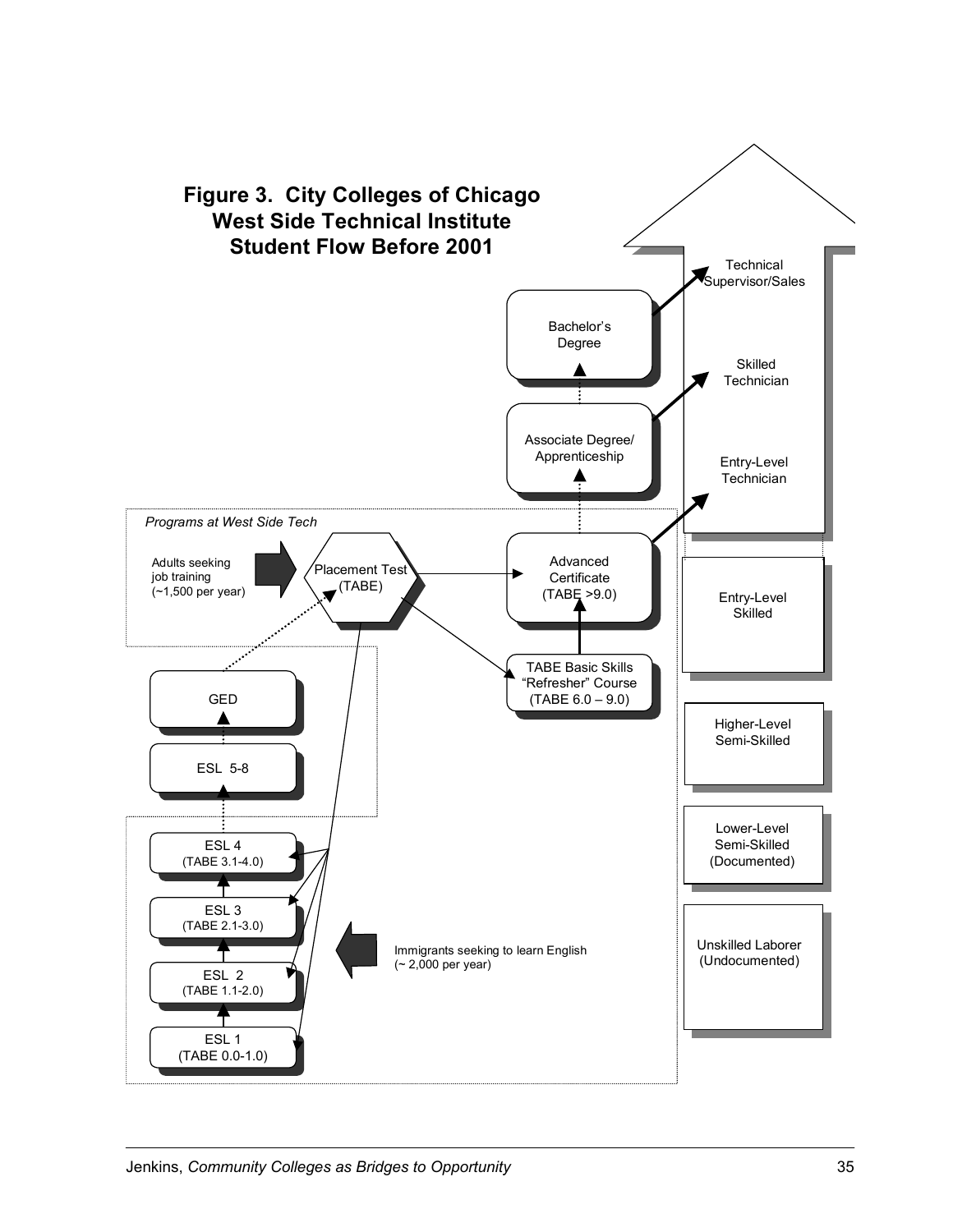# Figure 3. City Colleges of Chicago West Side Technical Institute Student Flow Before 2001

*Programs at West Side Tech*

Adults seeking job training (~1,500 per year)

Placement Test (TABE)

Advanced Certificate (TABE >9.0)

TABE Basic Skills "Refresher" Course (TABE 6.0 – 9.0)

Associate Degree/ Apprenticeship

Bachelor's Degree

GED

ESL 5-8

ESL 4 (TABE 3.1-4.0)

ESL 3 (TABE 2.1-3.0)

ESL 2 (TABE 1.1-2.0)

ESL 1 (TABE 0.0-1.0)

Immigrants seeking to learn English (~ 2,000 per year)

Technical Supervisor/Sales

Skilled Technician

Entry-Level Technician

Entry-Level Skilled

Higher-Level Semi-Skilled

Lower-Level Semi-Skilled (Documented)

Unskilled Laborer (Undocumented)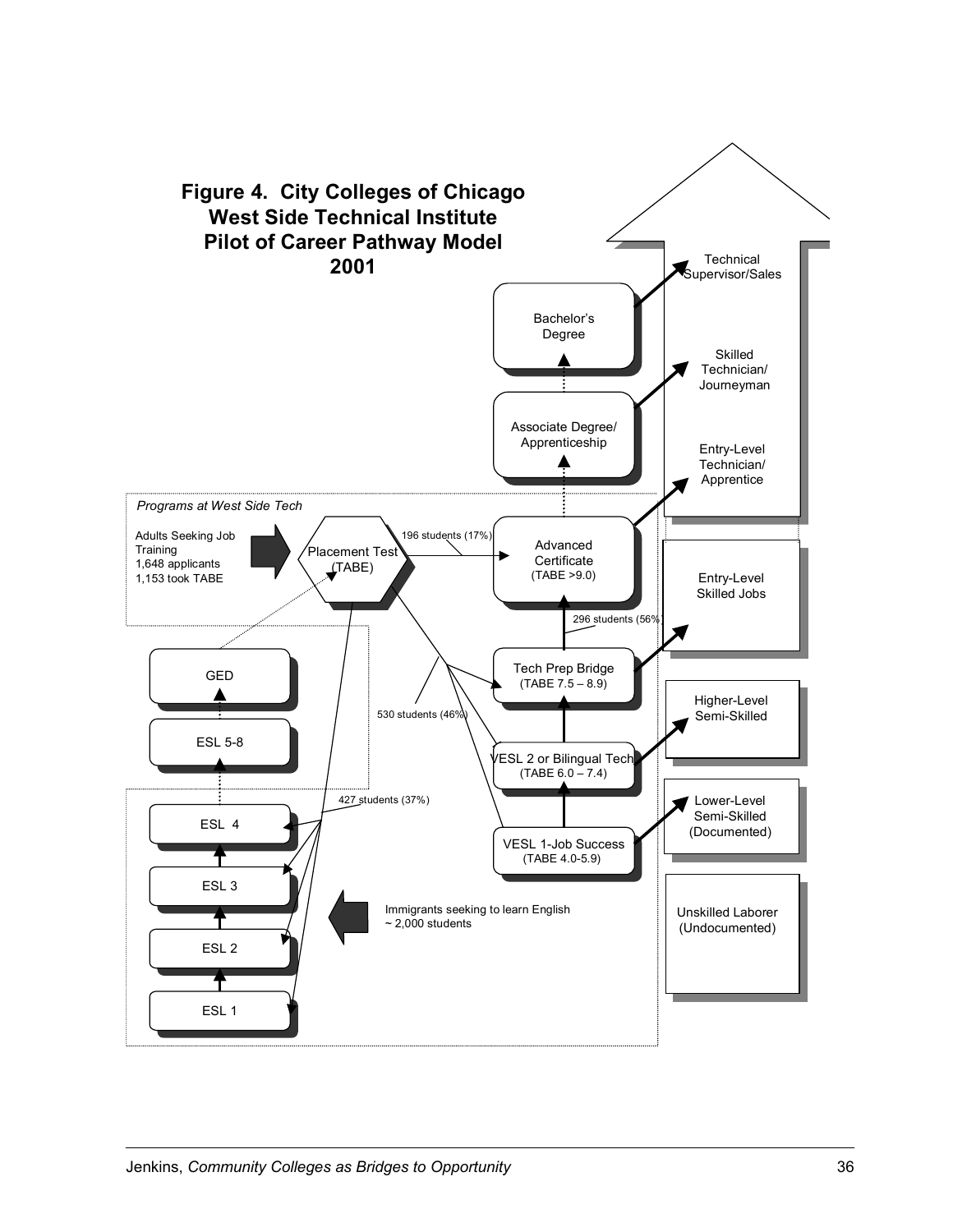# Figure 4. City Colleges of Chicago West Side Technical Institute Pilot of Career Pathway Model 2001

*Programs at West Side Tech*

Adults Seeking Job Training
1,648 applicants
1,153 took TABE

Placement Test (TABE)

196 students (17%)

Advanced Certificate (TABE >9.0)

296 students (56%)

Tech Prep Bridge (TABE 7.5 – 8.9)

530 students (46%)

VESL 2 or Bilingual Tech (TABE 6.0 – 7.4)

VESL 1-Job Success (TABE 4.0-5.9)

427 students (37%)

GED

ESL 5-8

ESL 4

ESL 3

ESL 2

ESL 1

Immigrants seeking to learn English
~ 2,000 students

Associate Degree/ Apprenticeship

Bachelor's Degree

Technical Supervisor/Sales

Skilled Technician/ Journeyman

Entry-Level Technician/ Apprentice

Entry-Level Skilled Jobs

Higher-Level Semi-Skilled

Lower-Level Semi-Skilled (Documented)

Unskilled Laborer (Undocumented)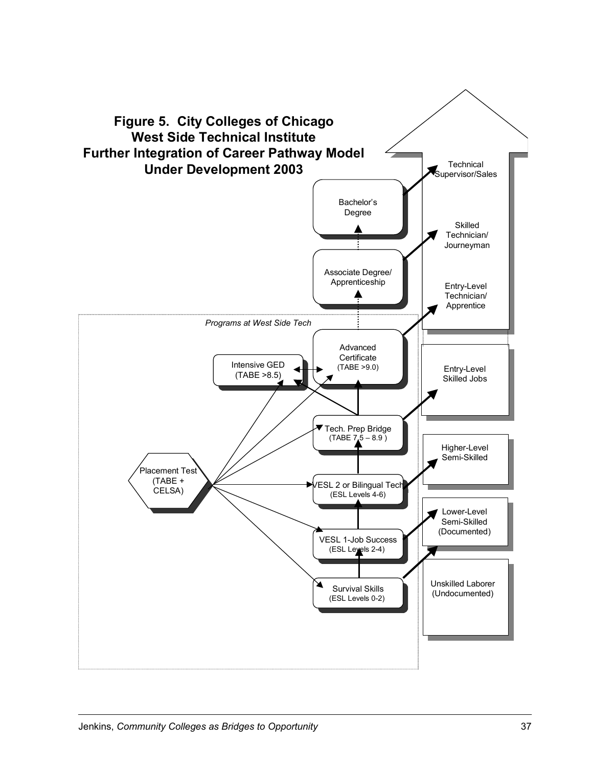**Figure 5. City Colleges of Chicago West Side Technical Institute Further Integration of Career Pathway Model Under Development 2003**

*Programs at West Side Tech*

- Placement Test (TABE + CELSA)
- Survival Skills (ESL Levels 0-2)
- VESL 1-Job Success (ESL Levels 2-4)
- VESL 2 or Bilingual Tech (ESL Levels 4-6)
- Tech. Prep Bridge (TABE 7.5 – 8.9 )
- Intensive GED (TABE >8.5)
- Advanced Certificate (TABE >9.0)
- Associate Degree/ Apprenticeship
- Bachelor's Degree

Jobs:

- Unskilled Laborer (Undocumented)
- Lower-Level Semi-Skilled (Documented)
- Higher-Level Semi-Skilled
- Entry-Level Skilled Jobs
- Entry-Level Technician/ Apprentice
- Skilled Technician/ Journeyman
- Technical Supervisor/Sales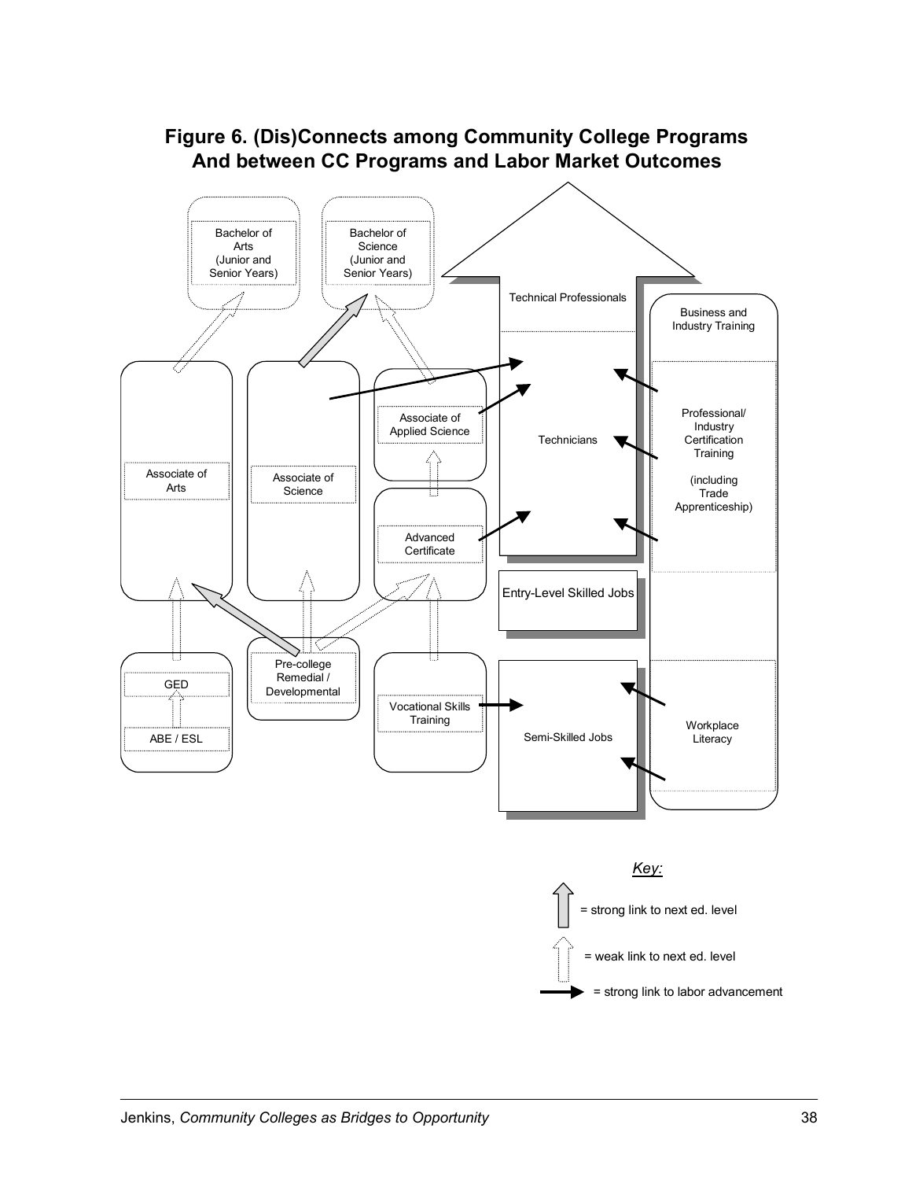## Figure 6. (Dis)Connects among Community College Programs And between CC Programs and Labor Market Outcomes

Bachelor of Arts (Junior and Senior Years)

Bachelor of Science (Junior and Senior Years)

Technical Professionals

Business and Industry Training

Associate of Applied Science

Technicians

Professional/ Industry Certification Training (including Trade Apprenticeship)

Associate of Arts

Associate of Science

Advanced Certificate

Entry-Level Skilled Jobs

GED

ABE / ESL

Pre-college Remedial / Developmental

Vocational Skills Training

Semi-Skilled Jobs

Workplace Literacy

*Key:*

= strong link to next ed. level

= weak link to next ed. level

= strong link to labor advancement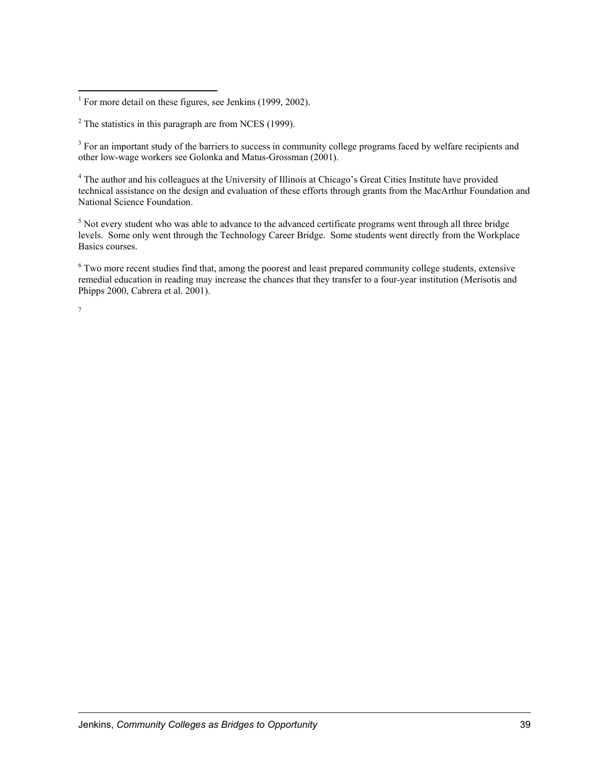[1] For more detail on these figures, see Jenkins (1999, 2002).

[2] The statistics in this paragraph are from NCES (1999).

[3] For an important study of the barriers to success in community college programs faced by welfare recipients and other low-wage workers see Golonka and Matus-Grossman (2001).

[4] The author and his colleagues at the University of Illinois at Chicago's Great Cities Institute have provided technical assistance on the design and evaluation of these efforts through grants from the MacArthur Foundation and National Science Foundation.

[5] Not every student who was able to advance to the advanced certificate programs went through all three bridge levels. Some only went through the Technology Career Bridge. Some students went directly from the Workplace Basics courses.

[6] Two more recent studies find that, among the poorest and least prepared community college students, extensive remedial education in reading may increase the chances that they transfer to a four-year institution (Merisotis and Phipps 2000, Cabrera et al. 2001).

[7]